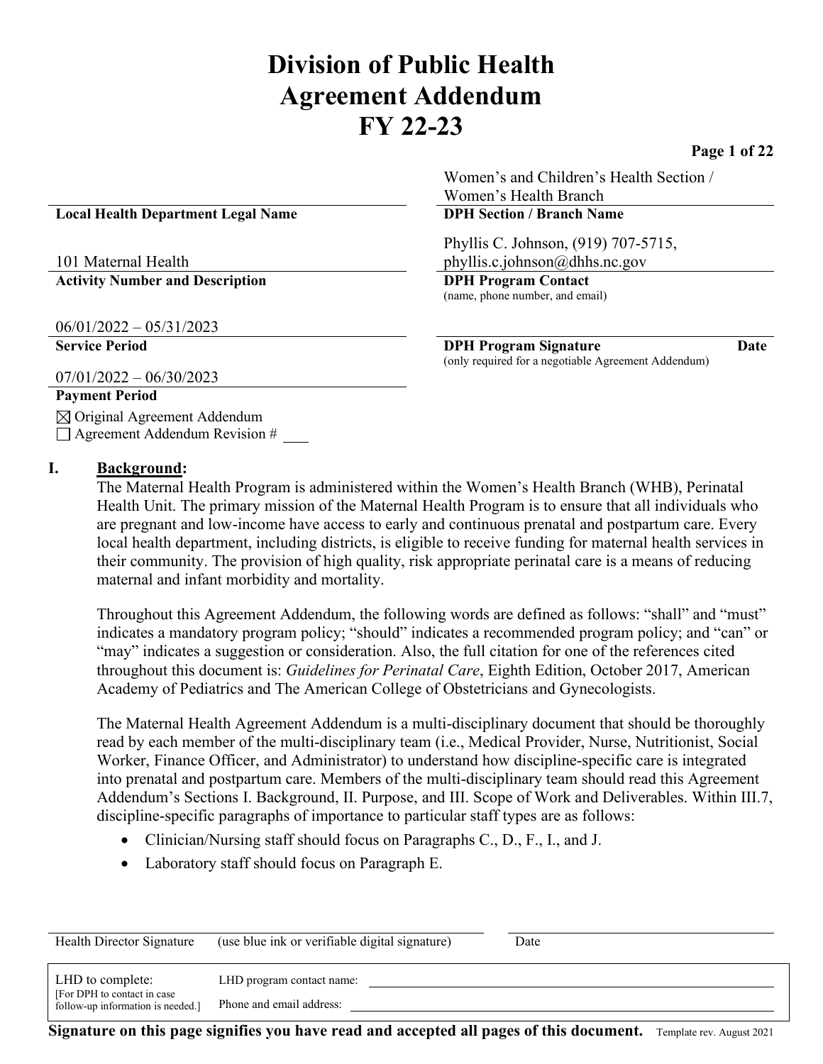# Division of Public Health Agreement Addendum FY 22-23

| | |
|---|---|
| | Women's and Children's Health Section / Women's Health Branch |
| **Local Health Department Legal Name** | **DPH Section / Branch Name** |
| 101 Maternal Health | Phyllis C. Johnson, (919) 707-5715, phyllis.c.johnson@dhhs.nc.gov |
| **Activity Number and Description** | **DPH Program Contact** (name, phone number, and email) |
| 06/01/2022 – 05/31/2023 | |
| **Service Period** | **DPH Program Signature** / **Date** (only required for a negotiable Agreement Addendum) |
| 07/01/2022 – 06/30/2023 | |
| **Payment Period** | |

☒ Original Agreement Addendum
☐ Agreement Addendum Revision # ____

## I. Background:

The Maternal Health Program is administered within the Women's Health Branch (WHB), Perinatal Health Unit. The primary mission of the Maternal Health Program is to ensure that all individuals who are pregnant and low-income have access to early and continuous prenatal and postpartum care. Every local health department, including districts, is eligible to receive funding for maternal health services in their community. The provision of high quality, risk appropriate perinatal care is a means of reducing maternal and infant morbidity and mortality.

Throughout this Agreement Addendum, the following words are defined as follows: "shall" and "must" indicates a mandatory program policy; "should" indicates a recommended program policy; and "can" or "may" indicates a suggestion or consideration. Also, the full citation for one of the references cited throughout this document is: *Guidelines for Perinatal Care*, Eighth Edition, October 2017, American Academy of Pediatrics and The American College of Obstetricians and Gynecologists.

The Maternal Health Agreement Addendum is a multi-disciplinary document that should be thoroughly read by each member of the multi-disciplinary team (i.e., Medical Provider, Nurse, Nutritionist, Social Worker, Finance Officer, and Administrator) to understand how discipline-specific care is integrated into prenatal and postpartum care. Members of the multi-disciplinary team should read this Agreement Addendum's Sections I. Background, II. Purpose, and III. Scope of Work and Deliverables. Within III.7, discipline-specific paragraphs of importance to particular staff types are as follows:

- Clinician/Nursing staff should focus on Paragraphs C., D., F., I., and J.
- Laboratory staff should focus on Paragraph E.

Health Director Signature (use blue ink or verifiable digital signature) Date

| | |
|---|---|
| LHD to complete: [For DPH to contact in case follow-up information is needed.] | LHD program contact name: |
| | Phone and email address: |

**Signature on this page signifies you have read and accepted all pages of this document.** Template rev. August 2021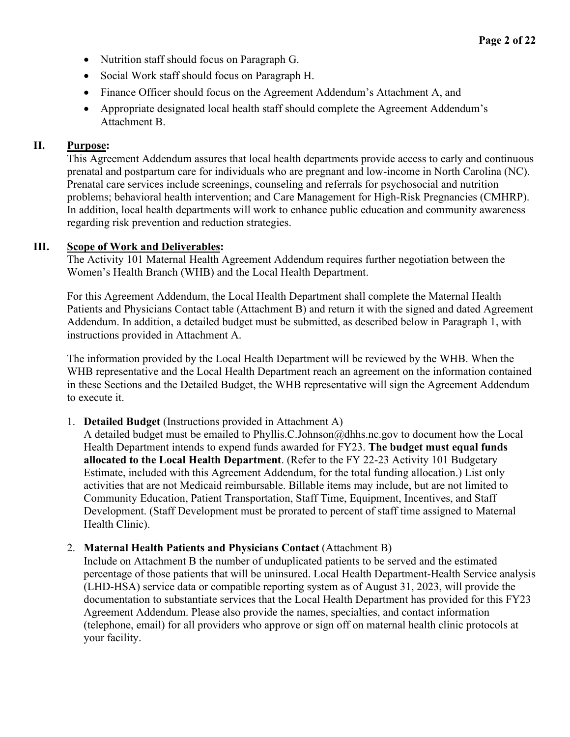- Nutrition staff should focus on Paragraph G.
- Social Work staff should focus on Paragraph H.
- Finance Officer should focus on the Agreement Addendum's Attachment A, and
- Appropriate designated local health staff should complete the Agreement Addendum's Attachment B.

## II. Purpose:

This Agreement Addendum assures that local health departments provide access to early and continuous prenatal and postpartum care for individuals who are pregnant and low-income in North Carolina (NC). Prenatal care services include screenings, counseling and referrals for psychosocial and nutrition problems; behavioral health intervention; and Care Management for High-Risk Pregnancies (CMHRP). In addition, local health departments will work to enhance public education and community awareness regarding risk prevention and reduction strategies.

## III. Scope of Work and Deliverables:

The Activity 101 Maternal Health Agreement Addendum requires further negotiation between the Women's Health Branch (WHB) and the Local Health Department.

For this Agreement Addendum, the Local Health Department shall complete the Maternal Health Patients and Physicians Contact table (Attachment B) and return it with the signed and dated Agreement Addendum. In addition, a detailed budget must be submitted, as described below in Paragraph 1, with instructions provided in Attachment A.

The information provided by the Local Health Department will be reviewed by the WHB. When the WHB representative and the Local Health Department reach an agreement on the information contained in these Sections and the Detailed Budget, the WHB representative will sign the Agreement Addendum to execute it.

1. **Detailed Budget** (Instructions provided in Attachment A)
   A detailed budget must be emailed to Phyllis.C.Johnson@dhhs.nc.gov to document how the Local Health Department intends to expend funds awarded for FY23. **The budget must equal funds allocated to the Local Health Department**. (Refer to the FY 22-23 Activity 101 Budgetary Estimate, included with this Agreement Addendum, for the total funding allocation.) List only activities that are not Medicaid reimbursable. Billable items may include, but are not limited to Community Education, Patient Transportation, Staff Time, Equipment, Incentives, and Staff Development. (Staff Development must be prorated to percent of staff time assigned to Maternal Health Clinic).

2. **Maternal Health Patients and Physicians Contact** (Attachment B)
   Include on Attachment B the number of unduplicated patients to be served and the estimated percentage of those patients that will be uninsured. Local Health Department-Health Service analysis (LHD-HSA) service data or compatible reporting system as of August 31, 2023, will provide the documentation to substantiate services that the Local Health Department has provided for this FY23 Agreement Addendum. Please also provide the names, specialties, and contact information (telephone, email) for all providers who approve or sign off on maternal health clinic protocols at your facility.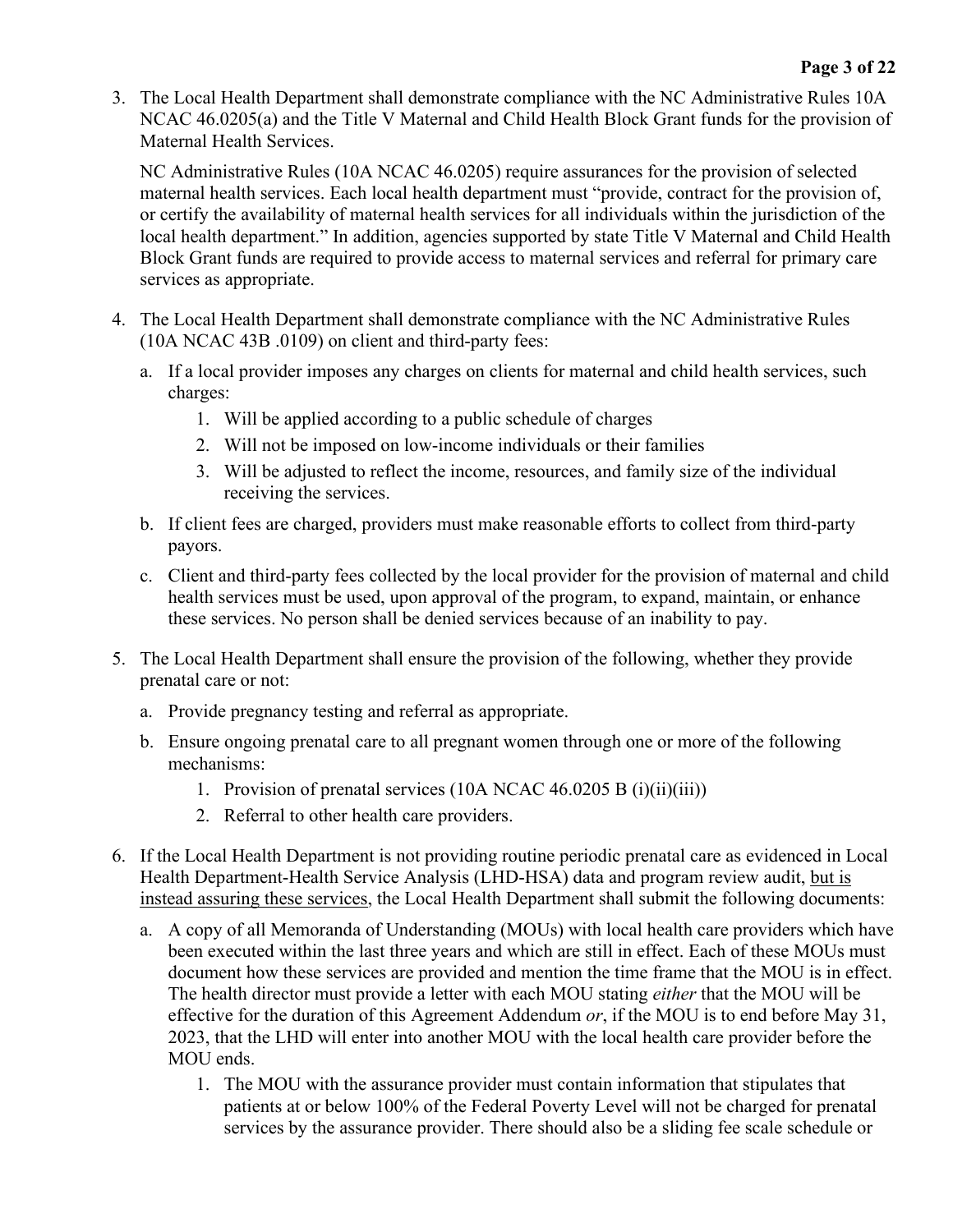3. The Local Health Department shall demonstrate compliance with the NC Administrative Rules 10A NCAC 46.0205(a) and the Title V Maternal and Child Health Block Grant funds for the provision of Maternal Health Services.

   NC Administrative Rules (10A NCAC 46.0205) require assurances for the provision of selected maternal health services. Each local health department must "provide, contract for the provision of, or certify the availability of maternal health services for all individuals within the jurisdiction of the local health department." In addition, agencies supported by state Title V Maternal and Child Health Block Grant funds are required to provide access to maternal services and referral for primary care services as appropriate.

4. The Local Health Department shall demonstrate compliance with the NC Administrative Rules (10A NCAC 43B .0109) on client and third-party fees:
   a. If a local provider imposes any charges on clients for maternal and child health services, such charges:
      1. Will be applied according to a public schedule of charges
      2. Will not be imposed on low-income individuals or their families
      3. Will be adjusted to reflect the income, resources, and family size of the individual receiving the services.
   b. If client fees are charged, providers must make reasonable efforts to collect from third-party payors.
   c. Client and third-party fees collected by the local provider for the provision of maternal and child health services must be used, upon approval of the program, to expand, maintain, or enhance these services. No person shall be denied services because of an inability to pay.

5. The Local Health Department shall ensure the provision of the following, whether they provide prenatal care or not:
   a. Provide pregnancy testing and referral as appropriate.
   b. Ensure ongoing prenatal care to all pregnant women through one or more of the following mechanisms:
      1. Provision of prenatal services (10A NCAC 46.0205 B (i)(ii)(iii))
      2. Referral to other health care providers.

6. If the Local Health Department is not providing routine periodic prenatal care as evidenced in Local Health Department-Health Service Analysis (LHD-HSA) data and program review audit, <u>but is instead assuring these services</u>, the Local Health Department shall submit the following documents:
   a. A copy of all Memoranda of Understanding (MOUs) with local health care providers which have been executed within the last three years and which are still in effect. Each of these MOUs must document how these services are provided and mention the time frame that the MOU is in effect. The health director must provide a letter with each MOU stating *either* that the MOU will be effective for the duration of this Agreement Addendum *or*, if the MOU is to end before May 31, 2023, that the LHD will enter into another MOU with the local health care provider before the MOU ends.
      1. The MOU with the assurance provider must contain information that stipulates that patients at or below 100% of the Federal Poverty Level will not be charged for prenatal services by the assurance provider. There should also be a sliding fee scale schedule or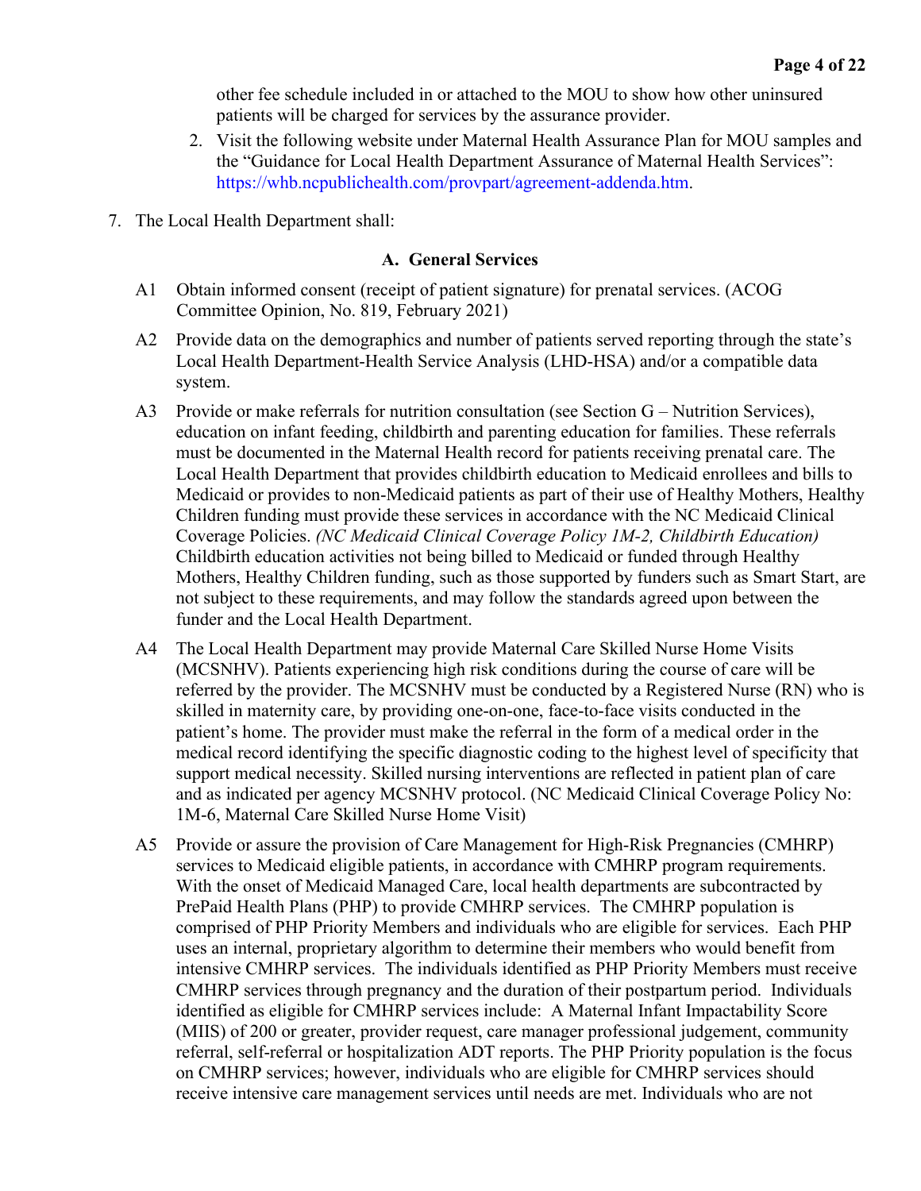other fee schedule included in or attached to the MOU to show how other uninsured patients will be charged for services by the assurance provider.

2. Visit the following website under Maternal Health Assurance Plan for MOU samples and the "Guidance for Local Health Department Assurance of Maternal Health Services": https://whb.ncpublichealth.com/provpart/agreement-addenda.htm.

7. The Local Health Department shall:

### A. General Services

A1 Obtain informed consent (receipt of patient signature) for prenatal services. (ACOG Committee Opinion, No. 819, February 2021)

A2 Provide data on the demographics and number of patients served reporting through the state's Local Health Department-Health Service Analysis (LHD-HSA) and/or a compatible data system.

A3 Provide or make referrals for nutrition consultation (see Section G – Nutrition Services), education on infant feeding, childbirth and parenting education for families. These referrals must be documented in the Maternal Health record for patients receiving prenatal care. The Local Health Department that provides childbirth education to Medicaid enrollees and bills to Medicaid or provides to non-Medicaid patients as part of their use of Healthy Mothers, Healthy Children funding must provide these services in accordance with the NC Medicaid Clinical Coverage Policies. *(NC Medicaid Clinical Coverage Policy 1M-2, Childbirth Education)* Childbirth education activities not being billed to Medicaid or funded through Healthy Mothers, Healthy Children funding, such as those supported by funders such as Smart Start, are not subject to these requirements, and may follow the standards agreed upon between the funder and the Local Health Department.

A4 The Local Health Department may provide Maternal Care Skilled Nurse Home Visits (MCSNHV). Patients experiencing high risk conditions during the course of care will be referred by the provider. The MCSNHV must be conducted by a Registered Nurse (RN) who is skilled in maternity care, by providing one-on-one, face-to-face visits conducted in the patient's home. The provider must make the referral in the form of a medical order in the medical record identifying the specific diagnostic coding to the highest level of specificity that support medical necessity. Skilled nursing interventions are reflected in patient plan of care and as indicated per agency MCSNHV protocol. (NC Medicaid Clinical Coverage Policy No: 1M-6, Maternal Care Skilled Nurse Home Visit)

A5 Provide or assure the provision of Care Management for High-Risk Pregnancies (CMHRP) services to Medicaid eligible patients, in accordance with CMHRP program requirements. With the onset of Medicaid Managed Care, local health departments are subcontracted by PrePaid Health Plans (PHP) to provide CMHRP services. The CMHRP population is comprised of PHP Priority Members and individuals who are eligible for services. Each PHP uses an internal, proprietary algorithm to determine their members who would benefit from intensive CMHRP services. The individuals identified as PHP Priority Members must receive CMHRP services through pregnancy and the duration of their postpartum period. Individuals identified as eligible for CMHRP services include: A Maternal Infant Impactability Score (MIIS) of 200 or greater, provider request, care manager professional judgement, community referral, self-referral or hospitalization ADT reports. The PHP Priority population is the focus on CMHRP services; however, individuals who are eligible for CMHRP services should receive intensive care management services until needs are met. Individuals who are not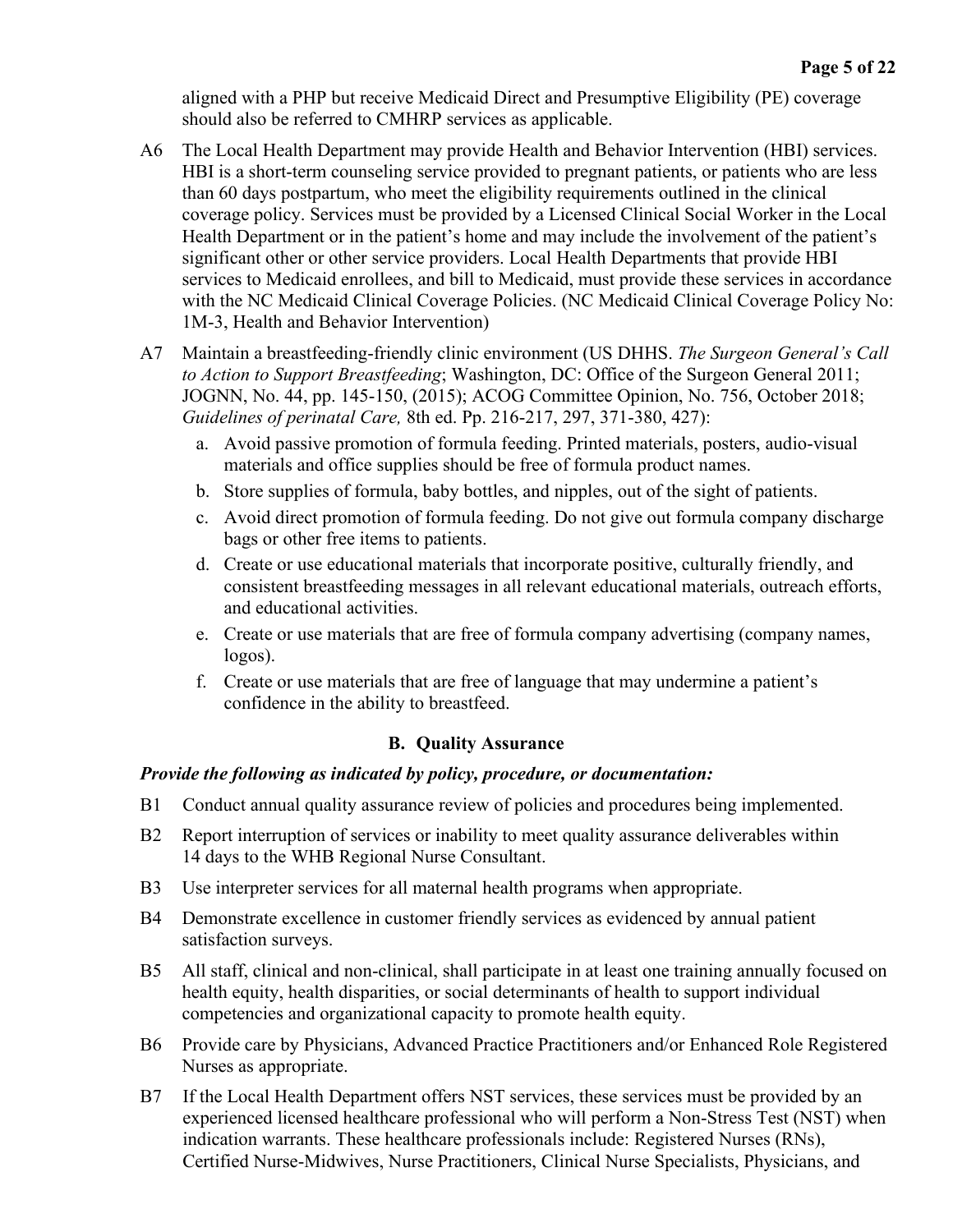aligned with a PHP but receive Medicaid Direct and Presumptive Eligibility (PE) coverage should also be referred to CMHRP services as applicable.

A6 The Local Health Department may provide Health and Behavior Intervention (HBI) services. HBI is a short-term counseling service provided to pregnant patients, or patients who are less than 60 days postpartum, who meet the eligibility requirements outlined in the clinical coverage policy. Services must be provided by a Licensed Clinical Social Worker in the Local Health Department or in the patient's home and may include the involvement of the patient's significant other or other service providers. Local Health Departments that provide HBI services to Medicaid enrollees, and bill to Medicaid, must provide these services in accordance with the NC Medicaid Clinical Coverage Policies. (NC Medicaid Clinical Coverage Policy No: 1M-3, Health and Behavior Intervention)

A7 Maintain a breastfeeding-friendly clinic environment (US DHHS. *The Surgeon General's Call to Action to Support Breastfeeding*; Washington, DC: Office of the Surgeon General 2011; JOGNN, No. 44, pp. 145-150, (2015); ACOG Committee Opinion, No. 756, October 2018; *Guidelines of perinatal Care,* 8th ed. Pp. 216-217, 297, 371-380, 427):

a. Avoid passive promotion of formula feeding. Printed materials, posters, audio-visual materials and office supplies should be free of formula product names.
b. Store supplies of formula, baby bottles, and nipples, out of the sight of patients.
c. Avoid direct promotion of formula feeding. Do not give out formula company discharge bags or other free items to patients.
d. Create or use educational materials that incorporate positive, culturally friendly, and consistent breastfeeding messages in all relevant educational materials, outreach efforts, and educational activities.
e. Create or use materials that are free of formula company advertising (company names, logos).
f. Create or use materials that are free of language that may undermine a patient's confidence in the ability to breastfeed.

## B. Quality Assurance

***Provide the following as indicated by policy, procedure, or documentation:***

B1 Conduct annual quality assurance review of policies and procedures being implemented.

B2 Report interruption of services or inability to meet quality assurance deliverables within 14 days to the WHB Regional Nurse Consultant.

B3 Use interpreter services for all maternal health programs when appropriate.

B4 Demonstrate excellence in customer friendly services as evidenced by annual patient satisfaction surveys.

B5 All staff, clinical and non-clinical, shall participate in at least one training annually focused on health equity, health disparities, or social determinants of health to support individual competencies and organizational capacity to promote health equity.

B6 Provide care by Physicians, Advanced Practice Practitioners and/or Enhanced Role Registered Nurses as appropriate.

B7 If the Local Health Department offers NST services, these services must be provided by an experienced licensed healthcare professional who will perform a Non-Stress Test (NST) when indication warrants. These healthcare professionals include: Registered Nurses (RNs), Certified Nurse-Midwives, Nurse Practitioners, Clinical Nurse Specialists, Physicians, and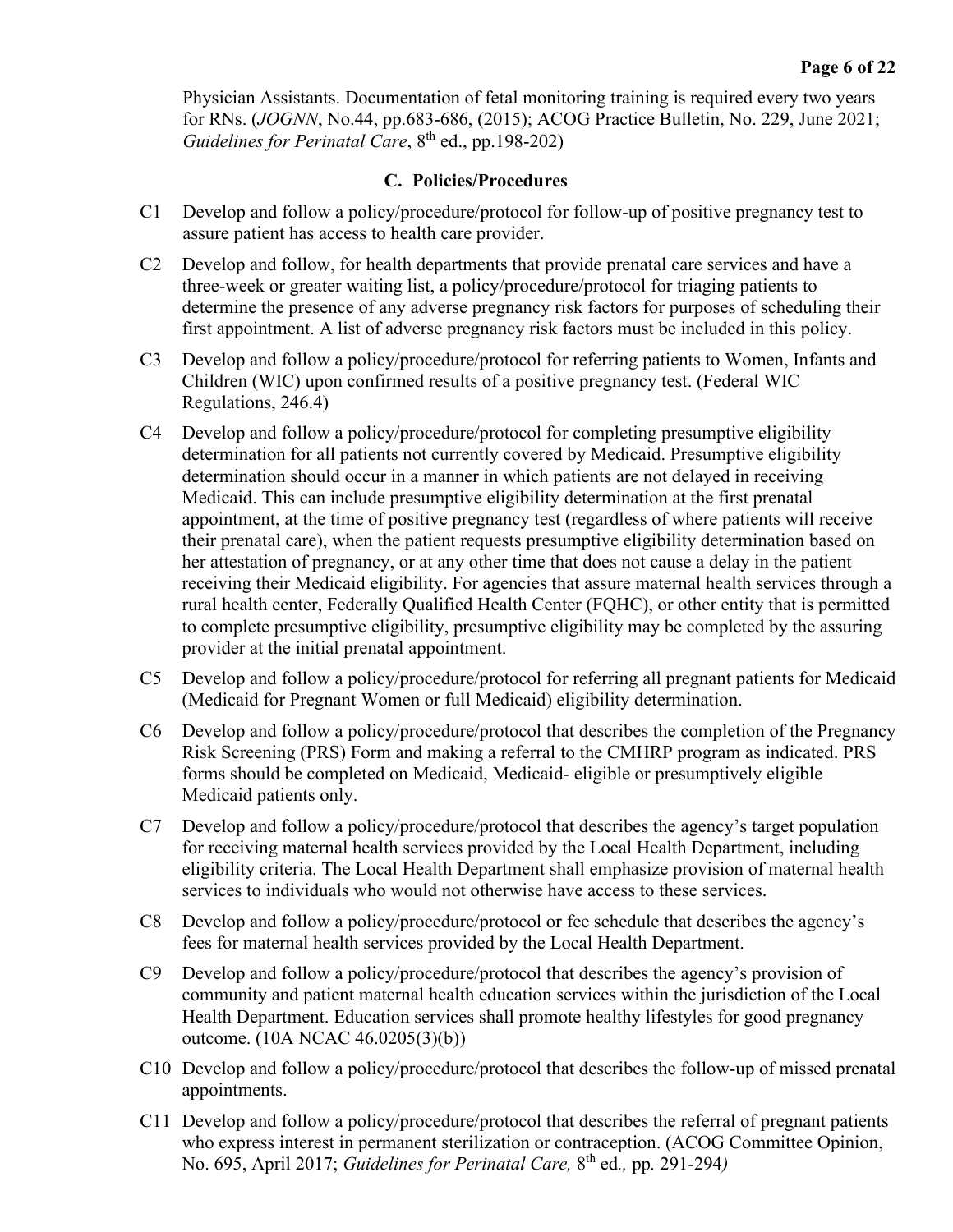Physician Assistants. Documentation of fetal monitoring training is required every two years for RNs. (*JOGNN*, No.44, pp.683-686, (2015); ACOG Practice Bulletin, No. 229, June 2021; *Guidelines for Perinatal Care*, 8th ed., pp.198-202)

### C. Policies/Procedures

C1 Develop and follow a policy/procedure/protocol for follow-up of positive pregnancy test to assure patient has access to health care provider.

C2 Develop and follow, for health departments that provide prenatal care services and have a three-week or greater waiting list, a policy/procedure/protocol for triaging patients to determine the presence of any adverse pregnancy risk factors for purposes of scheduling their first appointment. A list of adverse pregnancy risk factors must be included in this policy.

C3 Develop and follow a policy/procedure/protocol for referring patients to Women, Infants and Children (WIC) upon confirmed results of a positive pregnancy test. (Federal WIC Regulations, 246.4)

C4 Develop and follow a policy/procedure/protocol for completing presumptive eligibility determination for all patients not currently covered by Medicaid. Presumptive eligibility determination should occur in a manner in which patients are not delayed in receiving Medicaid. This can include presumptive eligibility determination at the first prenatal appointment, at the time of positive pregnancy test (regardless of where patients will receive their prenatal care), when the patient requests presumptive eligibility determination based on her attestation of pregnancy, or at any other time that does not cause a delay in the patient receiving their Medicaid eligibility. For agencies that assure maternal health services through a rural health center, Federally Qualified Health Center (FQHC), or other entity that is permitted to complete presumptive eligibility, presumptive eligibility may be completed by the assuring provider at the initial prenatal appointment.

C5 Develop and follow a policy/procedure/protocol for referring all pregnant patients for Medicaid (Medicaid for Pregnant Women or full Medicaid) eligibility determination.

C6 Develop and follow a policy/procedure/protocol that describes the completion of the Pregnancy Risk Screening (PRS) Form and making a referral to the CMHRP program as indicated. PRS forms should be completed on Medicaid, Medicaid- eligible or presumptively eligible Medicaid patients only.

C7 Develop and follow a policy/procedure/protocol that describes the agency's target population for receiving maternal health services provided by the Local Health Department, including eligibility criteria. The Local Health Department shall emphasize provision of maternal health services to individuals who would not otherwise have access to these services.

C8 Develop and follow a policy/procedure/protocol or fee schedule that describes the agency's fees for maternal health services provided by the Local Health Department.

C9 Develop and follow a policy/procedure/protocol that describes the agency's provision of community and patient maternal health education services within the jurisdiction of the Local Health Department. Education services shall promote healthy lifestyles for good pregnancy outcome. (10A NCAC 46.0205(3)(b))

C10 Develop and follow a policy/procedure/protocol that describes the follow-up of missed prenatal appointments.

C11 Develop and follow a policy/procedure/protocol that describes the referral of pregnant patients who express interest in permanent sterilization or contraception. (ACOG Committee Opinion, No. 695, April 2017; *Guidelines for Perinatal Care,* 8th ed*.,* pp*.* 291-294*)*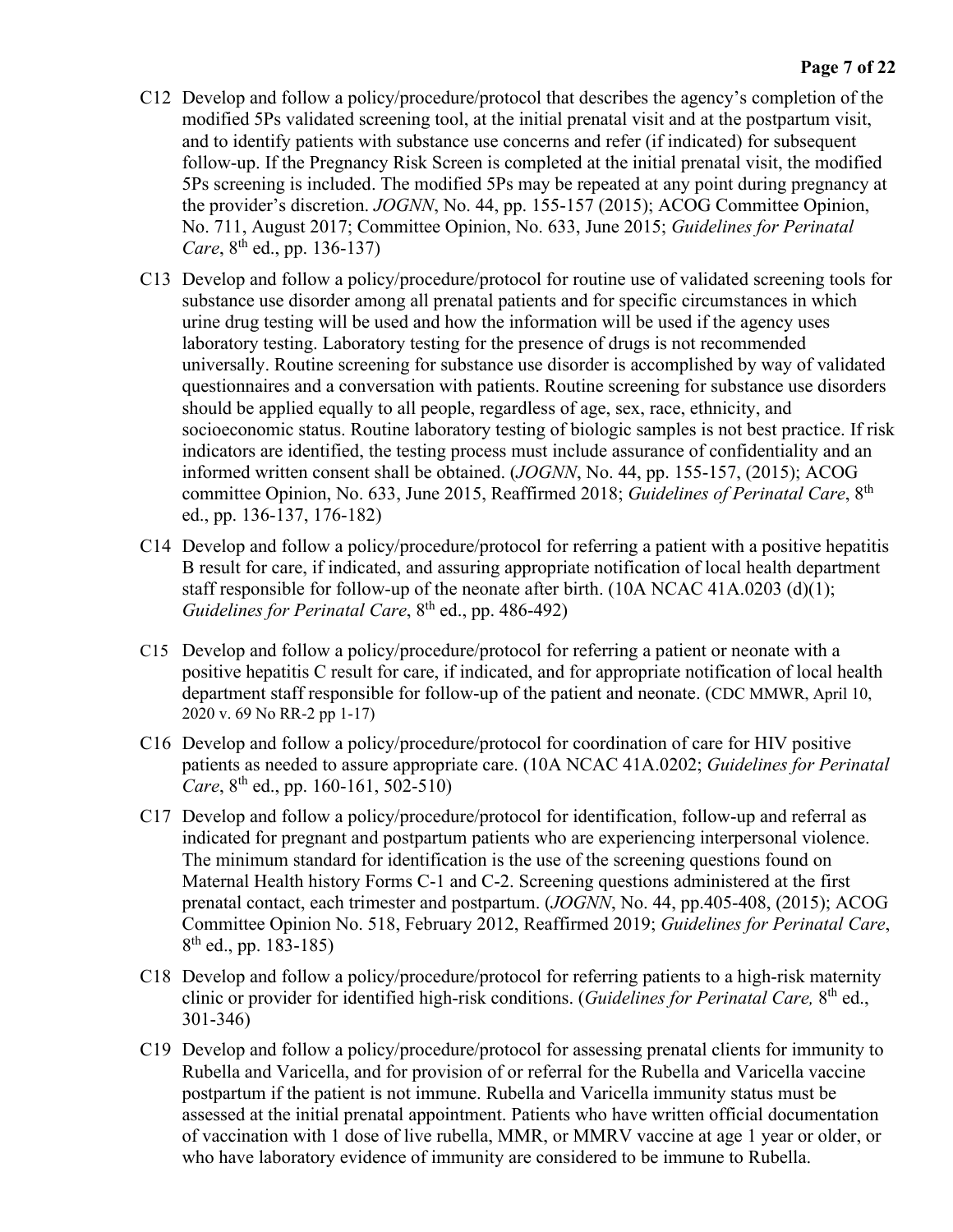C12 Develop and follow a policy/procedure/protocol that describes the agency's completion of the modified 5Ps validated screening tool, at the initial prenatal visit and at the postpartum visit, and to identify patients with substance use concerns and refer (if indicated) for subsequent follow-up. If the Pregnancy Risk Screen is completed at the initial prenatal visit, the modified 5Ps screening is included. The modified 5Ps may be repeated at any point during pregnancy at the provider's discretion. *JOGNN*, No. 44, pp. 155-157 (2015); ACOG Committee Opinion, No. 711, August 2017; Committee Opinion, No. 633, June 2015; *Guidelines for Perinatal Care*, 8th ed., pp. 136-137)

C13 Develop and follow a policy/procedure/protocol for routine use of validated screening tools for substance use disorder among all prenatal patients and for specific circumstances in which urine drug testing will be used and how the information will be used if the agency uses laboratory testing. Laboratory testing for the presence of drugs is not recommended universally. Routine screening for substance use disorder is accomplished by way of validated questionnaires and a conversation with patients. Routine screening for substance use disorders should be applied equally to all people, regardless of age, sex, race, ethnicity, and socioeconomic status. Routine laboratory testing of biologic samples is not best practice. If risk indicators are identified, the testing process must include assurance of confidentiality and an informed written consent shall be obtained. (*JOGNN*, No. 44, pp. 155-157, (2015); ACOG committee Opinion, No. 633, June 2015, Reaffirmed 2018; *Guidelines of Perinatal Care*, 8th ed., pp. 136-137, 176-182)

C14 Develop and follow a policy/procedure/protocol for referring a patient with a positive hepatitis B result for care, if indicated, and assuring appropriate notification of local health department staff responsible for follow-up of the neonate after birth. (10A NCAC 41A.0203 (d)(1); *Guidelines for Perinatal Care*, 8th ed., pp. 486-492)

C15 Develop and follow a policy/procedure/protocol for referring a patient or neonate with a positive hepatitis C result for care, if indicated, and for appropriate notification of local health department staff responsible for follow-up of the patient and neonate. (CDC MMWR, April 10, 2020 v. 69 No RR-2 pp 1-17)

C16 Develop and follow a policy/procedure/protocol for coordination of care for HIV positive patients as needed to assure appropriate care. (10A NCAC 41A.0202; *Guidelines for Perinatal Care*, 8th ed., pp. 160-161, 502-510)

C17 Develop and follow a policy/procedure/protocol for identification, follow-up and referral as indicated for pregnant and postpartum patients who are experiencing interpersonal violence. The minimum standard for identification is the use of the screening questions found on Maternal Health history Forms C-1 and C-2. Screening questions administered at the first prenatal contact, each trimester and postpartum. (*JOGNN*, No. 44, pp.405-408, (2015); ACOG Committee Opinion No. 518, February 2012, Reaffirmed 2019; *Guidelines for Perinatal Care*, 8th ed., pp. 183-185)

C18 Develop and follow a policy/procedure/protocol for referring patients to a high-risk maternity clinic or provider for identified high-risk conditions. (*Guidelines for Perinatal Care,* 8th ed., 301-346)

C19 Develop and follow a policy/procedure/protocol for assessing prenatal clients for immunity to Rubella and Varicella, and for provision of or referral for the Rubella and Varicella vaccine postpartum if the patient is not immune. Rubella and Varicella immunity status must be assessed at the initial prenatal appointment. Patients who have written official documentation of vaccination with 1 dose of live rubella, MMR, or MMRV vaccine at age 1 year or older, or who have laboratory evidence of immunity are considered to be immune to Rubella.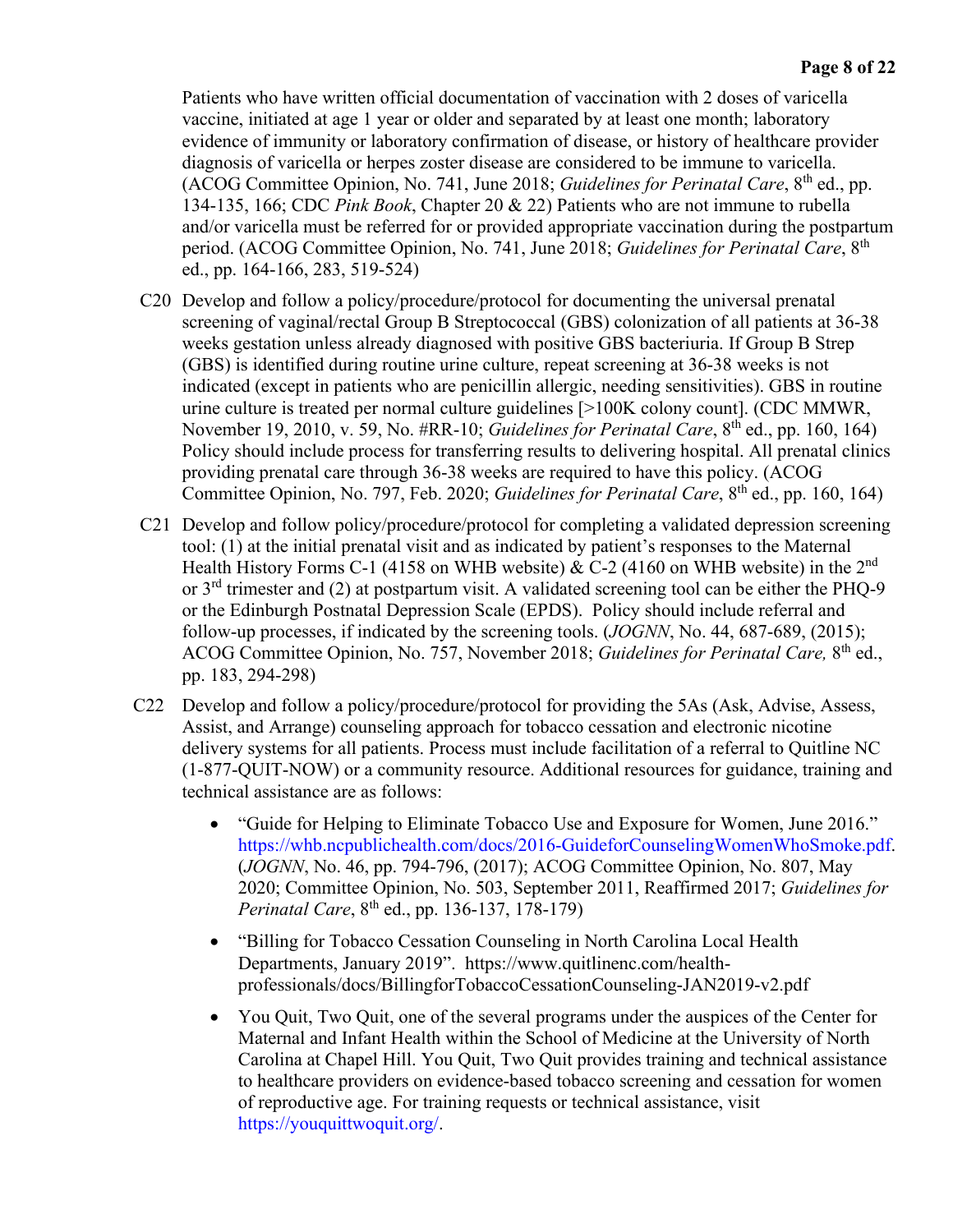Patients who have written official documentation of vaccination with 2 doses of varicella vaccine, initiated at age 1 year or older and separated by at least one month; laboratory evidence of immunity or laboratory confirmation of disease, or history of healthcare provider diagnosis of varicella or herpes zoster disease are considered to be immune to varicella. (ACOG Committee Opinion, No. 741, June 2018; *Guidelines for Perinatal Care*, 8th ed., pp. 134-135, 166; CDC *Pink Book*, Chapter 20 & 22) Patients who are not immune to rubella and/or varicella must be referred for or provided appropriate vaccination during the postpartum period. (ACOG Committee Opinion, No. 741, June 2018; *Guidelines for Perinatal Care*, 8th ed., pp. 164-166, 283, 519-524)

C20 Develop and follow a policy/procedure/protocol for documenting the universal prenatal screening of vaginal/rectal Group B Streptococcal (GBS) colonization of all patients at 36-38 weeks gestation unless already diagnosed with positive GBS bacteriuria. If Group B Strep (GBS) is identified during routine urine culture, repeat screening at 36-38 weeks is not indicated (except in patients who are penicillin allergic, needing sensitivities). GBS in routine urine culture is treated per normal culture guidelines [>100K colony count]. (CDC MMWR, November 19, 2010, v. 59, No. #RR-10; *Guidelines for Perinatal Care*, 8th ed., pp. 160, 164) Policy should include process for transferring results to delivering hospital. All prenatal clinics providing prenatal care through 36-38 weeks are required to have this policy. (ACOG Committee Opinion, No. 797, Feb. 2020; *Guidelines for Perinatal Care*, 8th ed., pp. 160, 164)

C21 Develop and follow policy/procedure/protocol for completing a validated depression screening tool: (1) at the initial prenatal visit and as indicated by patient's responses to the Maternal Health History Forms C-1 (4158 on WHB website) & C-2 (4160 on WHB website) in the 2nd or 3rd trimester and (2) at postpartum visit. A validated screening tool can be either the PHQ-9 or the Edinburgh Postnatal Depression Scale (EPDS). Policy should include referral and follow-up processes, if indicated by the screening tools. (*JOGNN*, No. 44, 687-689, (2015); ACOG Committee Opinion, No. 757, November 2018; *Guidelines for Perinatal Care,* 8th ed., pp. 183, 294-298)

C22 Develop and follow a policy/procedure/protocol for providing the 5As (Ask, Advise, Assess, Assist, and Arrange) counseling approach for tobacco cessation and electronic nicotine delivery systems for all patients. Process must include facilitation of a referral to Quitline NC (1-877-QUIT-NOW) or a community resource. Additional resources for guidance, training and technical assistance are as follows:

- "Guide for Helping to Eliminate Tobacco Use and Exposure for Women, June 2016." https://whb.ncpublichealth.com/docs/2016-GuideforCounselingWomenWhoSmoke.pdf. (*JOGNN*, No. 46, pp. 794-796, (2017); ACOG Committee Opinion, No. 807, May 2020; Committee Opinion, No. 503, September 2011, Reaffirmed 2017; *Guidelines for Perinatal Care*, 8th ed., pp. 136-137, 178-179)
- "Billing for Tobacco Cessation Counseling in North Carolina Local Health Departments, January 2019". https://www.quitlinenc.com/health-professionals/docs/BillingforTobaccoCessationCounseling-JAN2019-v2.pdf
- You Quit, Two Quit, one of the several programs under the auspices of the Center for Maternal and Infant Health within the School of Medicine at the University of North Carolina at Chapel Hill. You Quit, Two Quit provides training and technical assistance to healthcare providers on evidence-based tobacco screening and cessation for women of reproductive age. For training requests or technical assistance, visit https://youquittwoquit.org/.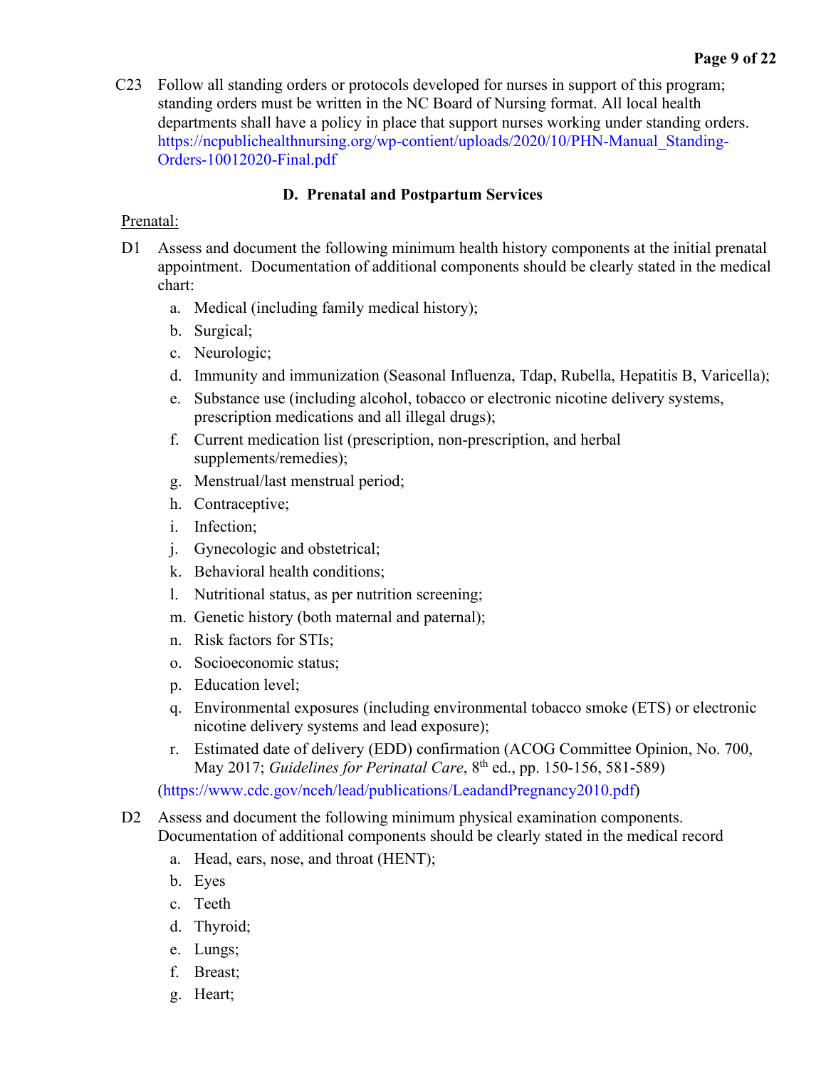C23 Follow all standing orders or protocols developed for nurses in support of this program; standing orders must be written in the NC Board of Nursing format. All local health departments shall have a policy in place that support nurses working under standing orders. https://ncpublichealthnursing.org/wp-contient/uploads/2020/10/PHN-Manual_Standing-Orders-10012020-Final.pdf

## D. Prenatal and Postpartum Services

Prenatal:

D1 Assess and document the following minimum health history components at the initial prenatal appointment. Documentation of additional components should be clearly stated in the medical chart:

a. Medical (including family medical history);
b. Surgical;
c. Neurologic;
d. Immunity and immunization (Seasonal Influenza, Tdap, Rubella, Hepatitis B, Varicella);
e. Substance use (including alcohol, tobacco or electronic nicotine delivery systems, prescription medications and all illegal drugs);
f. Current medication list (prescription, non-prescription, and herbal supplements/remedies);
g. Menstrual/last menstrual period;
h. Contraceptive;
i. Infection;
j. Gynecologic and obstetrical;
k. Behavioral health conditions;
l. Nutritional status, as per nutrition screening;
m. Genetic history (both maternal and paternal);
n. Risk factors for STIs;
o. Socioeconomic status;
p. Education level;
q. Environmental exposures (including environmental tobacco smoke (ETS) or electronic nicotine delivery systems and lead exposure);
r. Estimated date of delivery (EDD) confirmation (ACOG Committee Opinion, No. 700, May 2017; *Guidelines for Perinatal Care*, 8th ed., pp. 150-156, 581-589)

(https://www.cdc.gov/nceh/lead/publications/LeadandPregnancy2010.pdf)

D2 Assess and document the following minimum physical examination components. Documentation of additional components should be clearly stated in the medical record

a. Head, ears, nose, and throat (HENT);
b. Eyes
c. Teeth
d. Thyroid;
e. Lungs;
f. Breast;
g. Heart;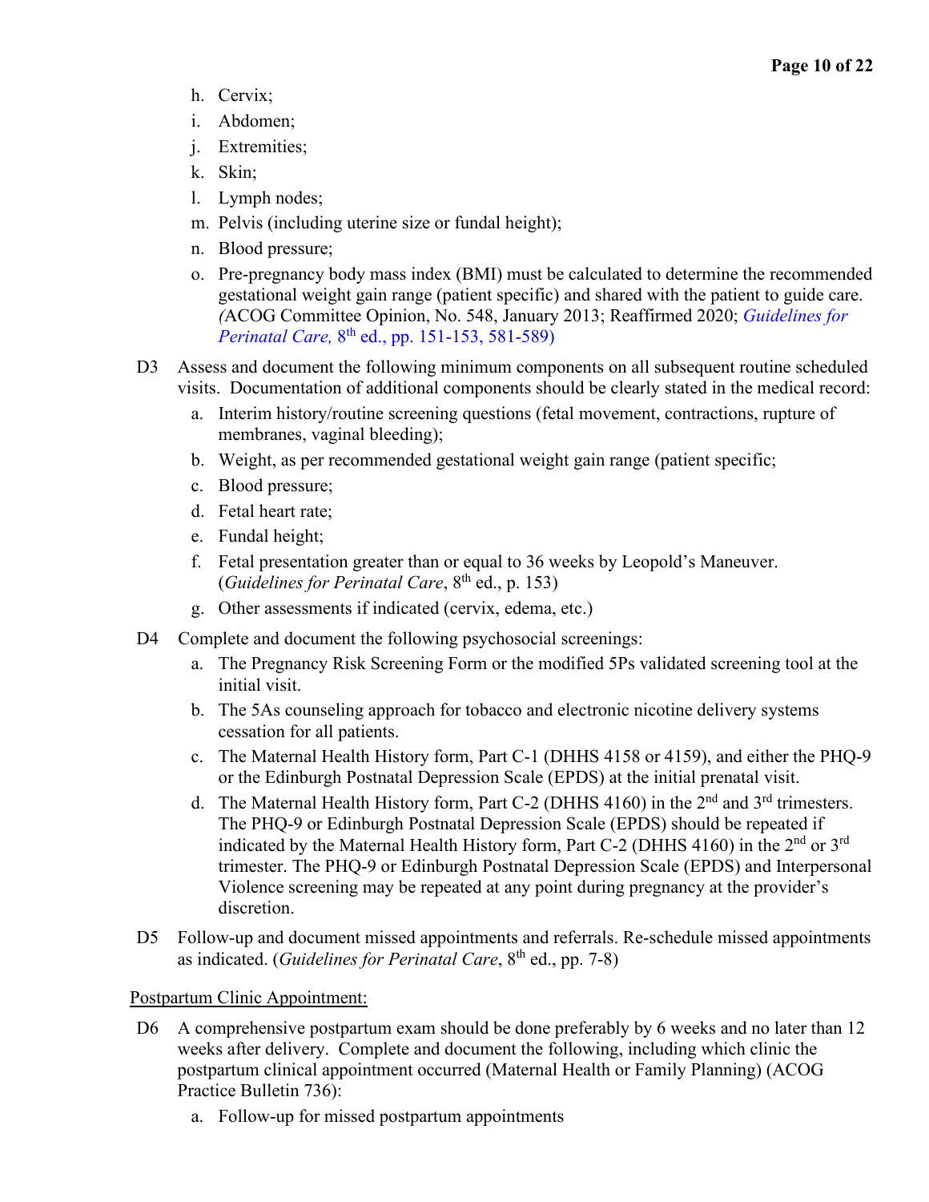h. Cervix;
i. Abdomen;
j. Extremities;
k. Skin;
l. Lymph nodes;
m. Pelvis (including uterine size or fundal height);
n. Blood pressure;
o. Pre-pregnancy body mass index (BMI) must be calculated to determine the recommended gestational weight gain range (patient specific) and shared with the patient to guide care. *(*ACOG Committee Opinion, No. 548, January 2013; Reaffirmed 2020; *Guidelines for Perinatal Care,* 8th ed., pp. 151-153, 581-589)

D3 Assess and document the following minimum components on all subsequent routine scheduled visits. Documentation of additional components should be clearly stated in the medical record:

a. Interim history/routine screening questions (fetal movement, contractions, rupture of membranes, vaginal bleeding);
b. Weight, as per recommended gestational weight gain range (patient specific;
c. Blood pressure;
d. Fetal heart rate;
e. Fundal height;
f. Fetal presentation greater than or equal to 36 weeks by Leopold's Maneuver. (*Guidelines for Perinatal Care*, 8th ed., p. 153)
g. Other assessments if indicated (cervix, edema, etc.)

D4 Complete and document the following psychosocial screenings:

a. The Pregnancy Risk Screening Form or the modified 5Ps validated screening tool at the initial visit.
b. The 5As counseling approach for tobacco and electronic nicotine delivery systems cessation for all patients.
c. The Maternal Health History form, Part C-1 (DHHS 4158 or 4159), and either the PHQ-9 or the Edinburgh Postnatal Depression Scale (EPDS) at the initial prenatal visit.
d. The Maternal Health History form, Part C-2 (DHHS 4160) in the 2nd and 3rd trimesters. The PHQ-9 or Edinburgh Postnatal Depression Scale (EPDS) should be repeated if indicated by the Maternal Health History form, Part C-2 (DHHS 4160) in the 2nd or 3rd trimester. The PHQ-9 or Edinburgh Postnatal Depression Scale (EPDS) and Interpersonal Violence screening may be repeated at any point during pregnancy at the provider's discretion.

D5 Follow-up and document missed appointments and referrals. Re-schedule missed appointments as indicated. (*Guidelines for Perinatal Care*, 8th ed., pp. 7-8)

Postpartum Clinic Appointment:

D6 A comprehensive postpartum exam should be done preferably by 6 weeks and no later than 12 weeks after delivery. Complete and document the following, including which clinic the postpartum clinical appointment occurred (Maternal Health or Family Planning) (ACOG Practice Bulletin 736):

a. Follow-up for missed postpartum appointments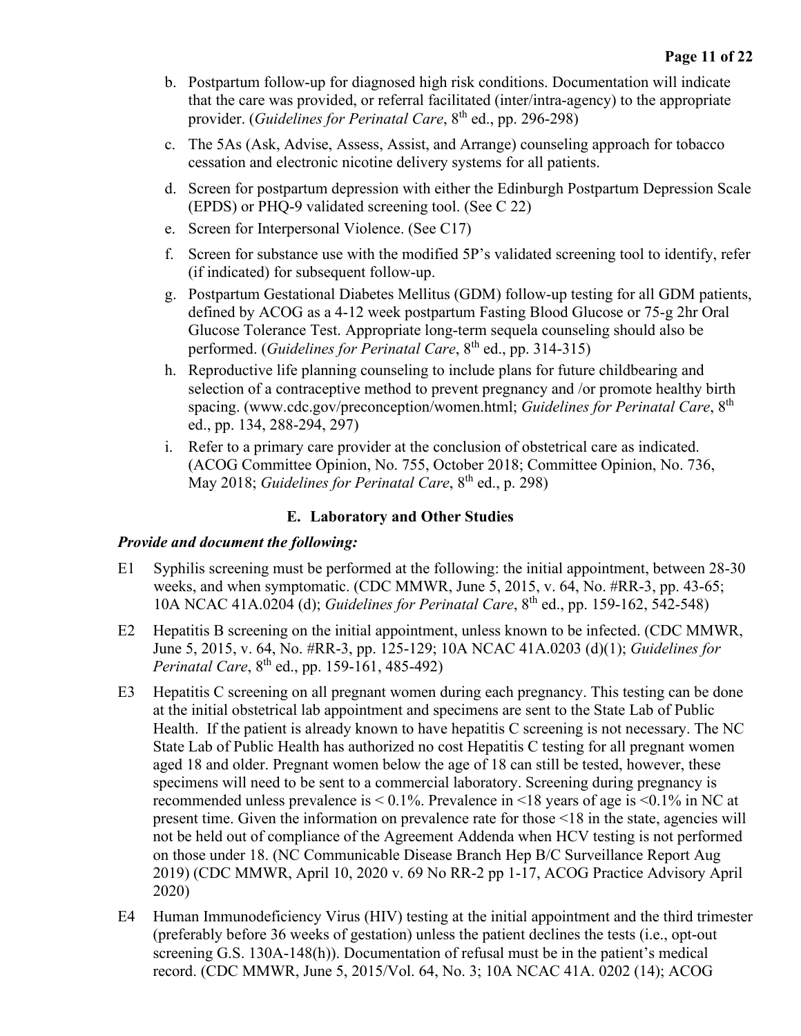b. Postpartum follow-up for diagnosed high risk conditions. Documentation will indicate that the care was provided, or referral facilitated (inter/intra-agency) to the appropriate provider. (*Guidelines for Perinatal Care*, 8th ed., pp. 296-298)

c. The 5As (Ask, Advise, Assess, Assist, and Arrange) counseling approach for tobacco cessation and electronic nicotine delivery systems for all patients.

d. Screen for postpartum depression with either the Edinburgh Postpartum Depression Scale (EPDS) or PHQ-9 validated screening tool. (See C 22)

e. Screen for Interpersonal Violence. (See C17)

f. Screen for substance use with the modified 5P's validated screening tool to identify, refer (if indicated) for subsequent follow-up.

g. Postpartum Gestational Diabetes Mellitus (GDM) follow-up testing for all GDM patients, defined by ACOG as a 4-12 week postpartum Fasting Blood Glucose or 75-g 2hr Oral Glucose Tolerance Test. Appropriate long-term sequela counseling should also be performed. (*Guidelines for Perinatal Care*, 8th ed., pp. 314-315)

h. Reproductive life planning counseling to include plans for future childbearing and selection of a contraceptive method to prevent pregnancy and /or promote healthy birth spacing. (www.cdc.gov/preconception/women.html; *Guidelines for Perinatal Care*, 8th ed., pp. 134, 288-294, 297)

i. Refer to a primary care provider at the conclusion of obstetrical care as indicated. (ACOG Committee Opinion, No. 755, October 2018; Committee Opinion, No. 736, May 2018; *Guidelines for Perinatal Care*, 8th ed., p. 298)

## E. Laboratory and Other Studies

***Provide and document the following:***

E1 Syphilis screening must be performed at the following: the initial appointment, between 28-30 weeks, and when symptomatic. (CDC MMWR, June 5, 2015, v. 64, No. #RR-3, pp. 43-65; 10A NCAC 41A.0204 (d); *Guidelines for Perinatal Care*, 8th ed., pp. 159-162, 542-548)

E2 Hepatitis B screening on the initial appointment, unless known to be infected. (CDC MMWR, June 5, 2015, v. 64, No. #RR-3, pp. 125-129; 10A NCAC 41A.0203 (d)(1); *Guidelines for Perinatal Care*, 8th ed., pp. 159-161, 485-492)

E3 Hepatitis C screening on all pregnant women during each pregnancy. This testing can be done at the initial obstetrical lab appointment and specimens are sent to the State Lab of Public Health. If the patient is already known to have hepatitis C screening is not necessary. The NC State Lab of Public Health has authorized no cost Hepatitis C testing for all pregnant women aged 18 and older. Pregnant women below the age of 18 can still be tested, however, these specimens will need to be sent to a commercial laboratory. Screening during pregnancy is recommended unless prevalence is < 0.1%. Prevalence in <18 years of age is <0.1% in NC at present time. Given the information on prevalence rate for those <18 in the state, agencies will not be held out of compliance of the Agreement Addenda when HCV testing is not performed on those under 18. (NC Communicable Disease Branch Hep B/C Surveillance Report Aug 2019) (CDC MMWR, April 10, 2020 v. 69 No RR-2 pp 1-17, ACOG Practice Advisory April 2020)

E4 Human Immunodeficiency Virus (HIV) testing at the initial appointment and the third trimester (preferably before 36 weeks of gestation) unless the patient declines the tests (i.e., opt-out screening G.S. 130A-148(h)). Documentation of refusal must be in the patient's medical record. (CDC MMWR, June 5, 2015/Vol. 64, No. 3; 10A NCAC 41A. 0202 (14); ACOG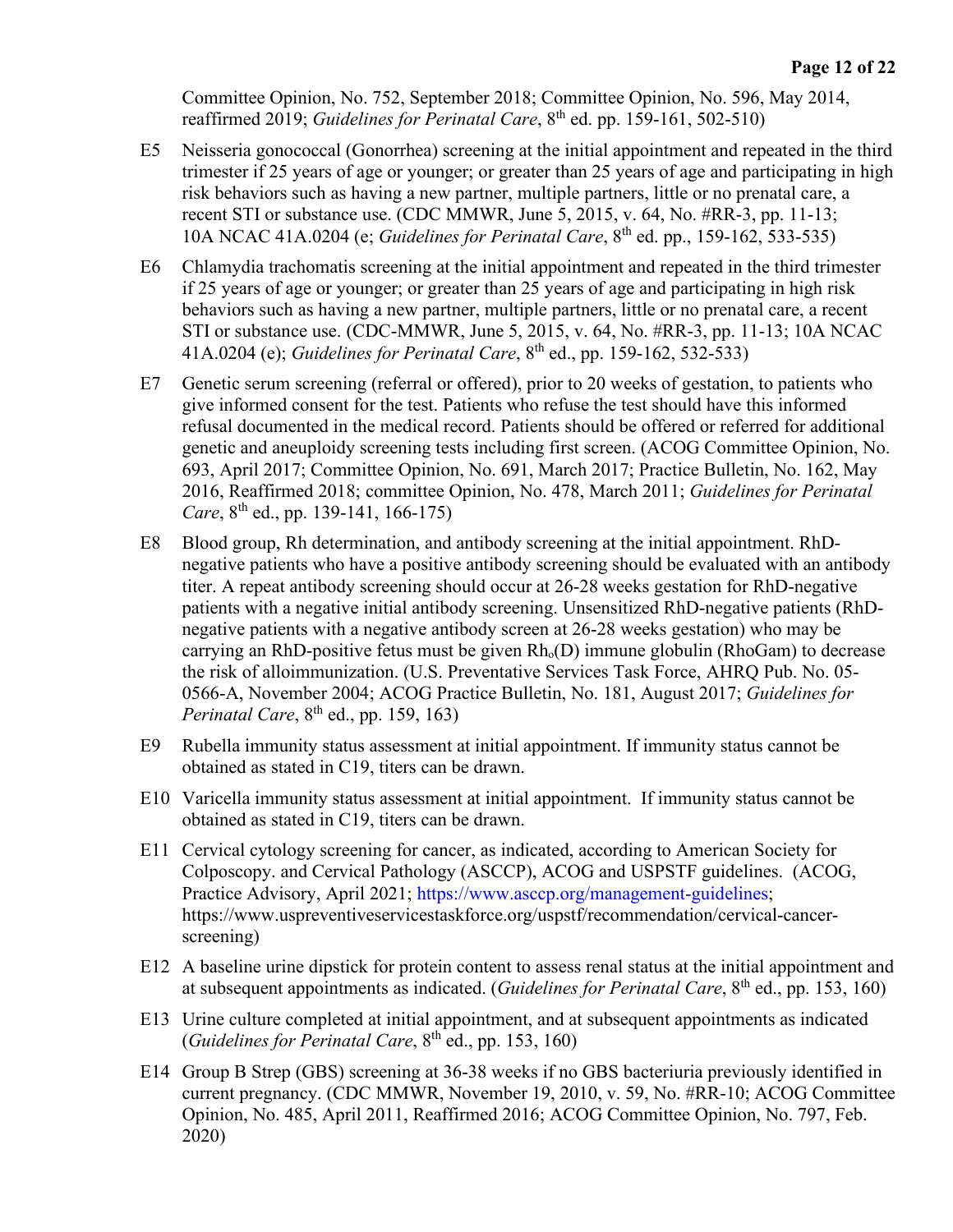Committee Opinion, No. 752, September 2018; Committee Opinion, No. 596, May 2014, reaffirmed 2019; *Guidelines for Perinatal Care*, 8th ed. pp. 159-161, 502-510)

E5 Neisseria gonococcal (Gonorrhea) screening at the initial appointment and repeated in the third trimester if 25 years of age or younger; or greater than 25 years of age and participating in high risk behaviors such as having a new partner, multiple partners, little or no prenatal care, a recent STI or substance use. (CDC MMWR, June 5, 2015, v. 64, No. #RR-3, pp. 11-13; 10A NCAC 41A.0204 (e; *Guidelines for Perinatal Care*, 8th ed. pp., 159-162, 533-535)

E6 Chlamydia trachomatis screening at the initial appointment and repeated in the third trimester if 25 years of age or younger; or greater than 25 years of age and participating in high risk behaviors such as having a new partner, multiple partners, little or no prenatal care, a recent STI or substance use. (CDC-MMWR, June 5, 2015, v. 64, No. #RR-3, pp. 11-13; 10A NCAC 41A.0204 (e); *Guidelines for Perinatal Care*, 8th ed., pp. 159-162, 532-533)

E7 Genetic serum screening (referral or offered), prior to 20 weeks of gestation, to patients who give informed consent for the test. Patients who refuse the test should have this informed refusal documented in the medical record. Patients should be offered or referred for additional genetic and aneuploidy screening tests including first screen. (ACOG Committee Opinion, No. 693, April 2017; Committee Opinion, No. 691, March 2017; Practice Bulletin, No. 162, May 2016, Reaffirmed 2018; committee Opinion, No. 478, March 2011; *Guidelines for Perinatal Care*, 8th ed., pp. 139-141, 166-175)

E8 Blood group, Rh determination, and antibody screening at the initial appointment. RhD-negative patients who have a positive antibody screening should be evaluated with an antibody titer. A repeat antibody screening should occur at 26-28 weeks gestation for RhD-negative patients with a negative initial antibody screening. Unsensitized RhD-negative patients (RhD-negative patients with a negative antibody screen at 26-28 weeks gestation) who may be carrying an RhD-positive fetus must be given $Rh_o$(D) immune globulin (RhoGam) to decrease the risk of alloimmunization. (U.S. Preventative Services Task Force, AHRQ Pub. No. 05-0566-A, November 2004; ACOG Practice Bulletin, No. 181, August 2017; *Guidelines for Perinatal Care*, 8th ed., pp. 159, 163)

E9 Rubella immunity status assessment at initial appointment. If immunity status cannot be obtained as stated in C19, titers can be drawn.

E10 Varicella immunity status assessment at initial appointment. If immunity status cannot be obtained as stated in C19, titers can be drawn.

E11 Cervical cytology screening for cancer, as indicated, according to American Society for Colposcopy. and Cervical Pathology (ASCCP), ACOG and USPSTF guidelines. (ACOG, Practice Advisory, April 2021; https://www.asccp.org/management-guidelines; https://www.uspreventiveservicestaskforce.org/uspstf/recommendation/cervical-cancer-screening)

E12 A baseline urine dipstick for protein content to assess renal status at the initial appointment and at subsequent appointments as indicated. (*Guidelines for Perinatal Care*, 8th ed., pp. 153, 160)

E13 Urine culture completed at initial appointment, and at subsequent appointments as indicated (*Guidelines for Perinatal Care*, 8th ed., pp. 153, 160)

E14 Group B Strep (GBS) screening at 36-38 weeks if no GBS bacteriuria previously identified in current pregnancy. (CDC MMWR, November 19, 2010, v. 59, No. #RR-10; ACOG Committee Opinion, No. 485, April 2011, Reaffirmed 2016; ACOG Committee Opinion, No. 797, Feb. 2020)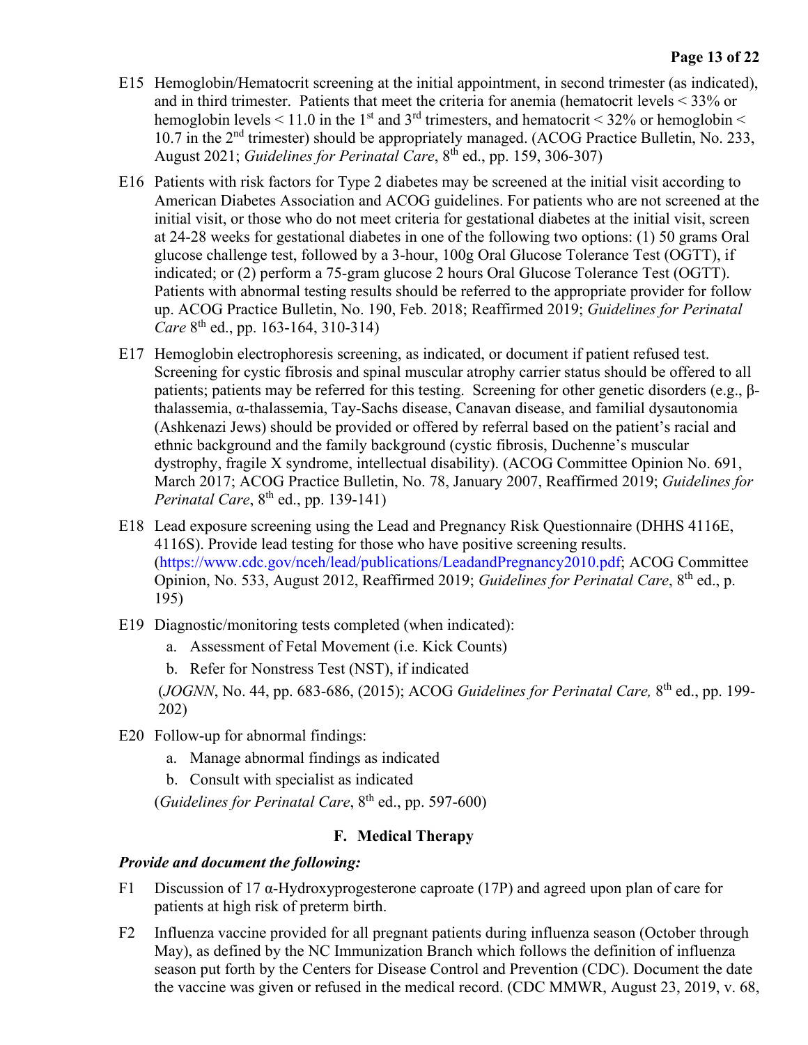E15 Hemoglobin/Hematocrit screening at the initial appointment, in second trimester (as indicated), and in third trimester. Patients that meet the criteria for anemia (hematocrit levels < 33% or hemoglobin levels < 11.0 in the 1st and 3rd trimesters, and hematocrit < 32% or hemoglobin < 10.7 in the 2nd trimester) should be appropriately managed. (ACOG Practice Bulletin, No. 233, August 2021; *Guidelines for Perinatal Care*, 8th ed., pp. 159, 306-307)

E16 Patients with risk factors for Type 2 diabetes may be screened at the initial visit according to American Diabetes Association and ACOG guidelines. For patients who are not screened at the initial visit, or those who do not meet criteria for gestational diabetes at the initial visit, screen at 24-28 weeks for gestational diabetes in one of the following two options: (1) 50 grams Oral glucose challenge test, followed by a 3-hour, 100g Oral Glucose Tolerance Test (OGTT), if indicated; or (2) perform a 75-gram glucose 2 hours Oral Glucose Tolerance Test (OGTT). Patients with abnormal testing results should be referred to the appropriate provider for follow up. ACOG Practice Bulletin, No. 190, Feb. 2018; Reaffirmed 2019; *Guidelines for Perinatal Care* 8th ed., pp. 163-164, 310-314)

E17 Hemoglobin electrophoresis screening, as indicated, or document if patient refused test. Screening for cystic fibrosis and spinal muscular atrophy carrier status should be offered to all patients; patients may be referred for this testing. Screening for other genetic disorders (e.g., β-thalassemia, α-thalassemia, Tay-Sachs disease, Canavan disease, and familial dysautonomia (Ashkenazi Jews) should be provided or offered by referral based on the patient's racial and ethnic background and the family background (cystic fibrosis, Duchenne's muscular dystrophy, fragile X syndrome, intellectual disability). (ACOG Committee Opinion No. 691, March 2017; ACOG Practice Bulletin, No. 78, January 2007, Reaffirmed 2019; *Guidelines for Perinatal Care*, 8th ed., pp. 139-141)

E18 Lead exposure screening using the Lead and Pregnancy Risk Questionnaire (DHHS 4116E, 4116S). Provide lead testing for those who have positive screening results. (https://www.cdc.gov/nceh/lead/publications/LeadandPregnancy2010.pdf; ACOG Committee Opinion, No. 533, August 2012, Reaffirmed 2019; *Guidelines for Perinatal Care*, 8th ed., p. 195)

E19 Diagnostic/monitoring tests completed (when indicated):

  a. Assessment of Fetal Movement (i.e. Kick Counts)

  b. Refer for Nonstress Test (NST), if indicated

  (*JOGNN*, No. 44, pp. 683-686, (2015); ACOG *Guidelines for Perinatal Care,* 8th ed., pp. 199-202)

E20 Follow-up for abnormal findings:

  a. Manage abnormal findings as indicated

  b. Consult with specialist as indicated

  (*Guidelines for Perinatal Care*, 8th ed., pp. 597-600)

## F. Medical Therapy

***Provide and document the following:***

F1 Discussion of 17 α-Hydroxyprogesterone caproate (17P) and agreed upon plan of care for patients at high risk of preterm birth.

F2 Influenza vaccine provided for all pregnant patients during influenza season (October through May), as defined by the NC Immunization Branch which follows the definition of influenza season put forth by the Centers for Disease Control and Prevention (CDC). Document the date the vaccine was given or refused in the medical record. (CDC MMWR, August 23, 2019, v. 68,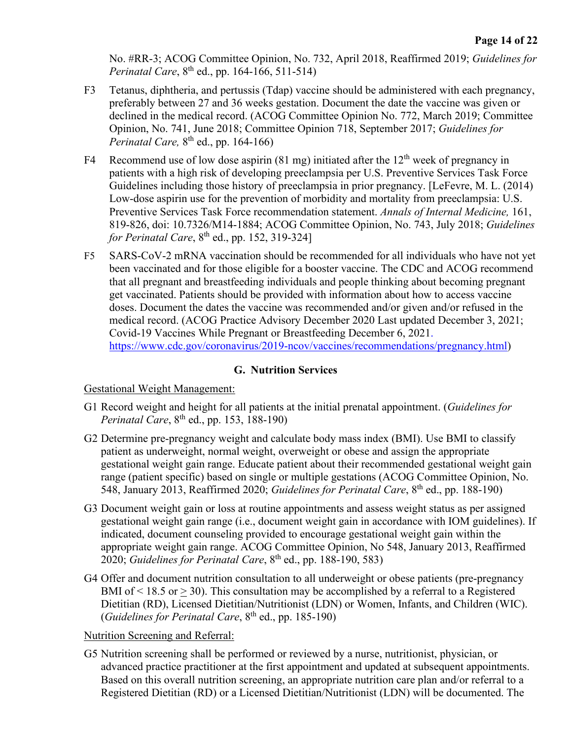No. #RR-3; ACOG Committee Opinion, No. 732, April 2018, Reaffirmed 2019; *Guidelines for Perinatal Care*, 8th ed., pp. 164-166, 511-514)

F3 Tetanus, diphtheria, and pertussis (Tdap) vaccine should be administered with each pregnancy, preferably between 27 and 36 weeks gestation. Document the date the vaccine was given or declined in the medical record. (ACOG Committee Opinion No. 772, March 2019; Committee Opinion, No. 741, June 2018; Committee Opinion 718, September 2017; *Guidelines for Perinatal Care,* 8th ed., pp. 164-166)

F4 Recommend use of low dose aspirin (81 mg) initiated after the 12th week of pregnancy in patients with a high risk of developing preeclampsia per U.S. Preventive Services Task Force Guidelines including those history of preeclampsia in prior pregnancy. [LeFevre, M. L. (2014) Low-dose aspirin use for the prevention of morbidity and mortality from preeclampsia: U.S. Preventive Services Task Force recommendation statement. *Annals of Internal Medicine,* 161, 819-826, doi: 10.7326/M14-1884; ACOG Committee Opinion, No. 743, July 2018; *Guidelines for Perinatal Care*, 8th ed., pp. 152, 319-324]

F5 SARS-CoV-2 mRNA vaccination should be recommended for all individuals who have not yet been vaccinated and for those eligible for a booster vaccine. The CDC and ACOG recommend that all pregnant and breastfeeding individuals and people thinking about becoming pregnant get vaccinated. Patients should be provided with information about how to access vaccine doses. Document the dates the vaccine was recommended and/or given and/or refused in the medical record. (ACOG Practice Advisory December 2020 Last updated December 3, 2021; Covid-19 Vaccines While Pregnant or Breastfeeding December 6, 2021. https://www.cdc.gov/coronavirus/2019-ncov/vaccines/recommendations/pregnancy.html)

## G. Nutrition Services

Gestational Weight Management:

G1 Record weight and height for all patients at the initial prenatal appointment. (*Guidelines for Perinatal Care*, 8th ed., pp. 153, 188-190)

G2 Determine pre-pregnancy weight and calculate body mass index (BMI). Use BMI to classify patient as underweight, normal weight, overweight or obese and assign the appropriate gestational weight gain range. Educate patient about their recommended gestational weight gain range (patient specific) based on single or multiple gestations (ACOG Committee Opinion, No. 548, January 2013, Reaffirmed 2020; *Guidelines for Perinatal Care*, 8th ed., pp. 188-190)

G3 Document weight gain or loss at routine appointments and assess weight status as per assigned gestational weight gain range (i.e., document weight gain in accordance with IOM guidelines). If indicated, document counseling provided to encourage gestational weight gain within the appropriate weight gain range. ACOG Committee Opinion, No 548, January 2013, Reaffirmed 2020; *Guidelines for Perinatal Care*, 8th ed., pp. 188-190, 583)

G4 Offer and document nutrition consultation to all underweight or obese patients (pre-pregnancy BMI of $< 18.5$ or $\geq 30$). This consultation may be accomplished by a referral to a Registered Dietitian (RD), Licensed Dietitian/Nutritionist (LDN) or Women, Infants, and Children (WIC). (*Guidelines for Perinatal Care*, 8th ed., pp. 185-190)

Nutrition Screening and Referral:

G5 Nutrition screening shall be performed or reviewed by a nurse, nutritionist, physician, or advanced practice practitioner at the first appointment and updated at subsequent appointments. Based on this overall nutrition screening, an appropriate nutrition care plan and/or referral to a Registered Dietitian (RD) or a Licensed Dietitian/Nutritionist (LDN) will be documented. The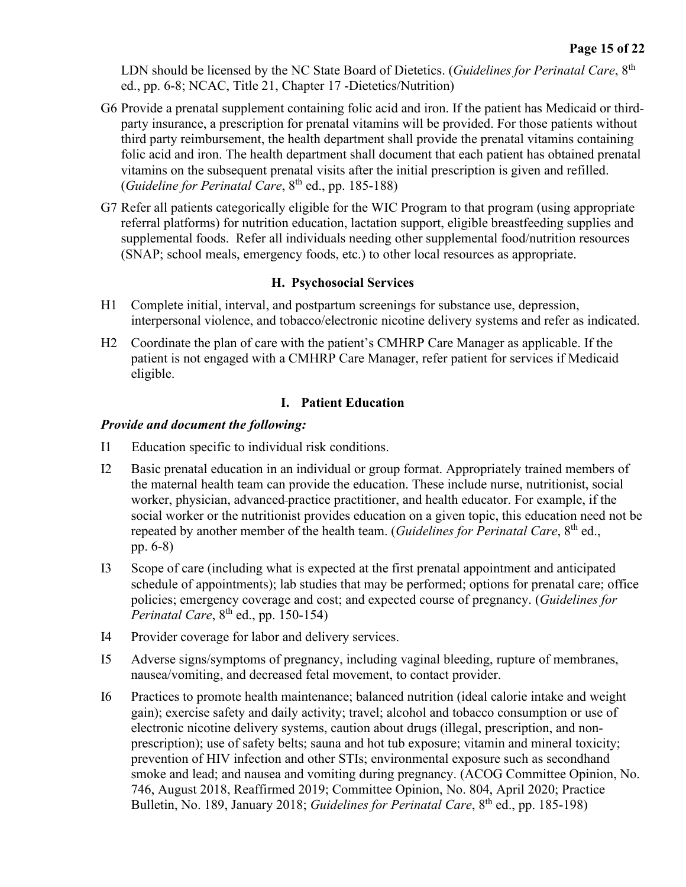LDN should be licensed by the NC State Board of Dietetics. (*Guidelines for Perinatal Care*, 8th ed., pp. 6-8; NCAC, Title 21, Chapter 17 -Dietetics/Nutrition)

G6 Provide a prenatal supplement containing folic acid and iron. If the patient has Medicaid or third-party insurance, a prescription for prenatal vitamins will be provided. For those patients without third party reimbursement, the health department shall provide the prenatal vitamins containing folic acid and iron. The health department shall document that each patient has obtained prenatal vitamins on the subsequent prenatal visits after the initial prescription is given and refilled. (*Guideline for Perinatal Care*, 8th ed., pp. 185-188)

G7 Refer all patients categorically eligible for the WIC Program to that program (using appropriate referral platforms) for nutrition education, lactation support, eligible breastfeeding supplies and supplemental foods. Refer all individuals needing other supplemental food/nutrition resources (SNAP; school meals, emergency foods, etc.) to other local resources as appropriate.

### H. Psychosocial Services

H1 Complete initial, interval, and postpartum screenings for substance use, depression, interpersonal violence, and tobacco/electronic nicotine delivery systems and refer as indicated.

H2 Coordinate the plan of care with the patient's CMHRP Care Manager as applicable. If the patient is not engaged with a CMHRP Care Manager, refer patient for services if Medicaid eligible.

### I. Patient Education

***Provide and document the following:***

I1 Education specific to individual risk conditions.

I2 Basic prenatal education in an individual or group format. Appropriately trained members of the maternal health team can provide the education. These include nurse, nutritionist, social worker, physician, advanced-practice practitioner, and health educator. For example, if the social worker or the nutritionist provides education on a given topic, this education need not be repeated by another member of the health team. (*Guidelines for Perinatal Care*, 8th ed., pp. 6-8)

I3 Scope of care (including what is expected at the first prenatal appointment and anticipated schedule of appointments); lab studies that may be performed; options for prenatal care; office policies; emergency coverage and cost; and expected course of pregnancy. (*Guidelines for Perinatal Care*, 8th ed., pp. 150-154)

I4 Provider coverage for labor and delivery services.

I5 Adverse signs/symptoms of pregnancy, including vaginal bleeding, rupture of membranes, nausea/vomiting, and decreased fetal movement, to contact provider.

I6 Practices to promote health maintenance; balanced nutrition (ideal calorie intake and weight gain); exercise safety and daily activity; travel; alcohol and tobacco consumption or use of electronic nicotine delivery systems, caution about drugs (illegal, prescription, and non-prescription); use of safety belts; sauna and hot tub exposure; vitamin and mineral toxicity; prevention of HIV infection and other STIs; environmental exposure such as secondhand smoke and lead; and nausea and vomiting during pregnancy. (ACOG Committee Opinion, No. 746, August 2018, Reaffirmed 2019; Committee Opinion, No. 804, April 2020; Practice Bulletin, No. 189, January 2018; *Guidelines for Perinatal Care*, 8th ed., pp. 185-198)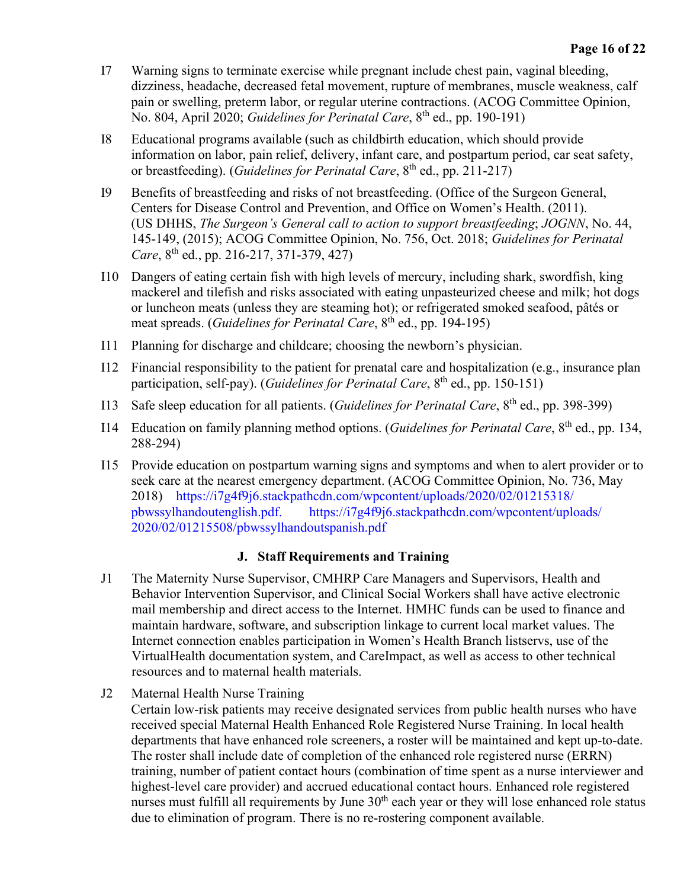I7 Warning signs to terminate exercise while pregnant include chest pain, vaginal bleeding, dizziness, headache, decreased fetal movement, rupture of membranes, muscle weakness, calf pain or swelling, preterm labor, or regular uterine contractions. (ACOG Committee Opinion, No. 804, April 2020; *Guidelines for Perinatal Care*, 8th ed., pp. 190-191)

I8 Educational programs available (such as childbirth education, which should provide information on labor, pain relief, delivery, infant care, and postpartum period, car seat safety, or breastfeeding). (*Guidelines for Perinatal Care*, 8th ed., pp. 211-217)

I9 Benefits of breastfeeding and risks of not breastfeeding. (Office of the Surgeon General, Centers for Disease Control and Prevention, and Office on Women's Health. (2011). (US DHHS, *The Surgeon's General call to action to support breastfeeding*; *JOGNN*, No. 44, 145-149, (2015); ACOG Committee Opinion, No. 756, Oct. 2018; *Guidelines for Perinatal Care*, 8th ed., pp. 216-217, 371-379, 427)

I10 Dangers of eating certain fish with high levels of mercury, including shark, swordfish, king mackerel and tilefish and risks associated with eating unpasteurized cheese and milk; hot dogs or luncheon meats (unless they are steaming hot); or refrigerated smoked seafood, pâtés or meat spreads. (*Guidelines for Perinatal Care*, 8th ed., pp. 194-195)

I11 Planning for discharge and childcare; choosing the newborn's physician.

I12 Financial responsibility to the patient for prenatal care and hospitalization (e.g., insurance plan participation, self-pay). (*Guidelines for Perinatal Care*, 8th ed., pp. 150-151)

I13 Safe sleep education for all patients. (*Guidelines for Perinatal Care*, 8th ed., pp. 398-399)

I14 Education on family planning method options. (*Guidelines for Perinatal Care*, 8th ed., pp. 134, 288-294)

I15 Provide education on postpartum warning signs and symptoms and when to alert provider or to seek care at the nearest emergency department. (ACOG Committee Opinion, No. 736, May 2018) https://i7g4f9j6.stackpathcdn.com/wpcontent/uploads/2020/02/01215318/pbwssylhandoutenglish.pdf. https://i7g4f9j6.stackpathcdn.com/wpcontent/uploads/2020/02/01215508/pbwssylhandoutspanish.pdf

## J. Staff Requirements and Training

J1 The Maternity Nurse Supervisor, CMHRP Care Managers and Supervisors, Health and Behavior Intervention Supervisor, and Clinical Social Workers shall have active electronic mail membership and direct access to the Internet. HMHC funds can be used to finance and maintain hardware, software, and subscription linkage to current local market values. The Internet connection enables participation in Women's Health Branch listservs, use of the VirtualHealth documentation system, and CareImpact, as well as access to other technical resources and to maternal health materials.

J2 Maternal Health Nurse Training

Certain low-risk patients may receive designated services from public health nurses who have received special Maternal Health Enhanced Role Registered Nurse Training. In local health departments that have enhanced role screeners, a roster will be maintained and kept up-to-date. The roster shall include date of completion of the enhanced role registered nurse (ERRN) training, number of patient contact hours (combination of time spent as a nurse interviewer and highest-level care provider) and accrued educational contact hours. Enhanced role registered nurses must fulfill all requirements by June 30th each year or they will lose enhanced role status due to elimination of program. There is no re-rostering component available.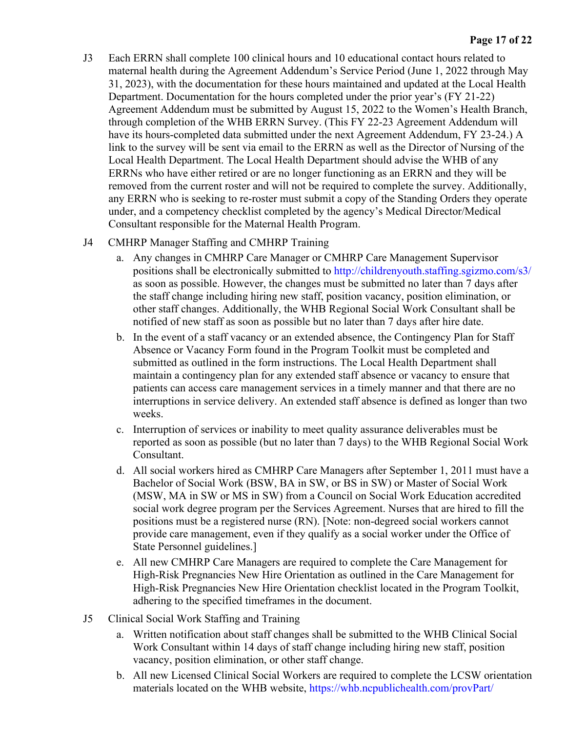J3 Each ERRN shall complete 100 clinical hours and 10 educational contact hours related to maternal health during the Agreement Addendum's Service Period (June 1, 2022 through May 31, 2023), with the documentation for these hours maintained and updated at the Local Health Department. Documentation for the hours completed under the prior year's (FY 21-22) Agreement Addendum must be submitted by August 15, 2022 to the Women's Health Branch, through completion of the WHB ERRN Survey. (This FY 22-23 Agreement Addendum will have its hours-completed data submitted under the next Agreement Addendum, FY 23-24.) A link to the survey will be sent via email to the ERRN as well as the Director of Nursing of the Local Health Department. The Local Health Department should advise the WHB of any ERRNs who have either retired or are no longer functioning as an ERRN and they will be removed from the current roster and will not be required to complete the survey. Additionally, any ERRN who is seeking to re-roster must submit a copy of the Standing Orders they operate under, and a competency checklist completed by the agency's Medical Director/Medical Consultant responsible for the Maternal Health Program.

J4 CMHRP Manager Staffing and CMHRP Training

a. Any changes in CMHRP Care Manager or CMHRP Care Management Supervisor positions shall be electronically submitted to http://childrenyouth.staffing.sgizmo.com/s3/ as soon as possible. However, the changes must be submitted no later than 7 days after the staff change including hiring new staff, position vacancy, position elimination, or other staff changes. Additionally, the WHB Regional Social Work Consultant shall be notified of new staff as soon as possible but no later than 7 days after hire date.

b. In the event of a staff vacancy or an extended absence, the Contingency Plan for Staff Absence or Vacancy Form found in the Program Toolkit must be completed and submitted as outlined in the form instructions. The Local Health Department shall maintain a contingency plan for any extended staff absence or vacancy to ensure that patients can access care management services in a timely manner and that there are no interruptions in service delivery. An extended staff absence is defined as longer than two weeks.

c. Interruption of services or inability to meet quality assurance deliverables must be reported as soon as possible (but no later than 7 days) to the WHB Regional Social Work Consultant.

d. All social workers hired as CMHRP Care Managers after September 1, 2011 must have a Bachelor of Social Work (BSW, BA in SW, or BS in SW) or Master of Social Work (MSW, MA in SW or MS in SW) from a Council on Social Work Education accredited social work degree program per the Services Agreement. Nurses that are hired to fill the positions must be a registered nurse (RN). [Note: non-degreed social workers cannot provide care management, even if they qualify as a social worker under the Office of State Personnel guidelines.]

e. All new CMHRP Care Managers are required to complete the Care Management for High-Risk Pregnancies New Hire Orientation as outlined in the Care Management for High-Risk Pregnancies New Hire Orientation checklist located in the Program Toolkit, adhering to the specified timeframes in the document.

J5 Clinical Social Work Staffing and Training

a. Written notification about staff changes shall be submitted to the WHB Clinical Social Work Consultant within 14 days of staff change including hiring new staff, position vacancy, position elimination, or other staff change.

b. All new Licensed Clinical Social Workers are required to complete the LCSW orientation materials located on the WHB website, https://whb.ncpublichealth.com/provPart/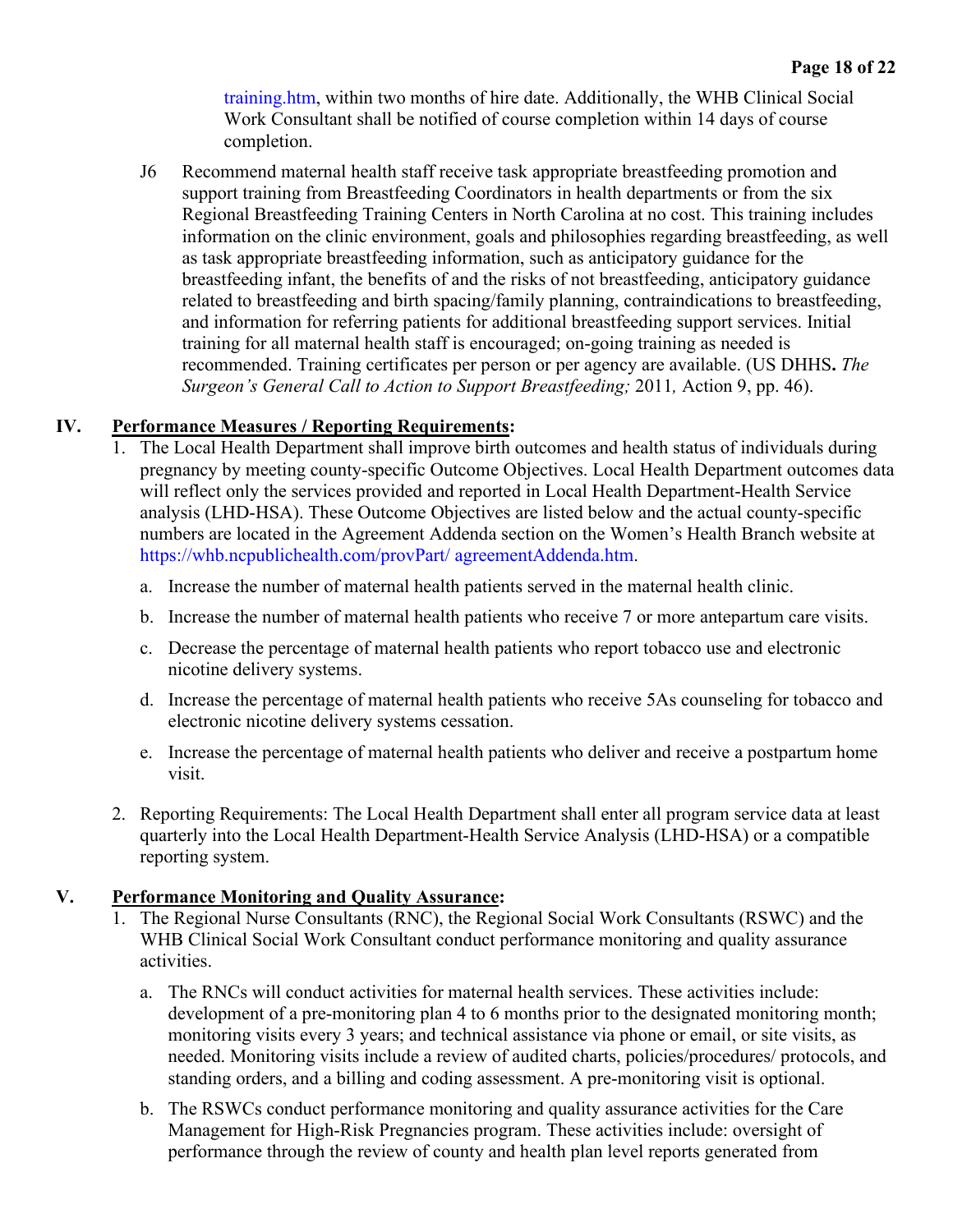training.htm, within two months of hire date. Additionally, the WHB Clinical Social Work Consultant shall be notified of course completion within 14 days of course completion.

J6 Recommend maternal health staff receive task appropriate breastfeeding promotion and support training from Breastfeeding Coordinators in health departments or from the six Regional Breastfeeding Training Centers in North Carolina at no cost. This training includes information on the clinic environment, goals and philosophies regarding breastfeeding, as well as task appropriate breastfeeding information, such as anticipatory guidance for the breastfeeding infant, the benefits of and the risks of not breastfeeding, anticipatory guidance related to breastfeeding and birth spacing/family planning, contraindications to breastfeeding, and information for referring patients for additional breastfeeding support services. Initial training for all maternal health staff is encouraged; on-going training as needed is recommended. Training certificates per person or per agency are available. (US DHHS**.** *The Surgeon's General Call to Action to Support Breastfeeding;* 2011*,* Action 9, pp. 46).

## IV. Performance Measures / Reporting Requirements:

1. The Local Health Department shall improve birth outcomes and health status of individuals during pregnancy by meeting county-specific Outcome Objectives. Local Health Department outcomes data will reflect only the services provided and reported in Local Health Department-Health Service analysis (LHD-HSA). These Outcome Objectives are listed below and the actual county-specific numbers are located in the Agreement Addenda section on the Women's Health Branch website at https://whb.ncpublichealth.com/provPart/ agreementAddenda.htm.

   a. Increase the number of maternal health patients served in the maternal health clinic.

   b. Increase the number of maternal health patients who receive 7 or more antepartum care visits.

   c. Decrease the percentage of maternal health patients who report tobacco use and electronic nicotine delivery systems.

   d. Increase the percentage of maternal health patients who receive 5As counseling for tobacco and electronic nicotine delivery systems cessation.

   e. Increase the percentage of maternal health patients who deliver and receive a postpartum home visit.

2. Reporting Requirements: The Local Health Department shall enter all program service data at least quarterly into the Local Health Department-Health Service Analysis (LHD-HSA) or a compatible reporting system.

## V. Performance Monitoring and Quality Assurance:

1. The Regional Nurse Consultants (RNC), the Regional Social Work Consultants (RSWC) and the WHB Clinical Social Work Consultant conduct performance monitoring and quality assurance activities.

   a. The RNCs will conduct activities for maternal health services. These activities include: development of a pre-monitoring plan 4 to 6 months prior to the designated monitoring month; monitoring visits every 3 years; and technical assistance via phone or email, or site visits, as needed. Monitoring visits include a review of audited charts, policies/procedures/ protocols, and standing orders, and a billing and coding assessment. A pre-monitoring visit is optional.

   b. The RSWCs conduct performance monitoring and quality assurance activities for the Care Management for High-Risk Pregnancies program. These activities include: oversight of performance through the review of county and health plan level reports generated from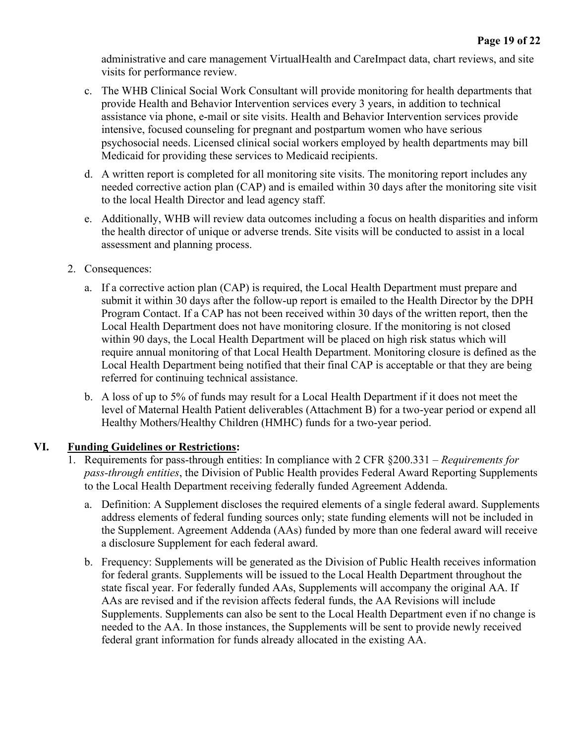administrative and care management VirtualHealth and CareImpact data, chart reviews, and site visits for performance review.

c. The WHB Clinical Social Work Consultant will provide monitoring for health departments that provide Health and Behavior Intervention services every 3 years, in addition to technical assistance via phone, e-mail or site visits. Health and Behavior Intervention services provide intensive, focused counseling for pregnant and postpartum women who have serious psychosocial needs. Licensed clinical social workers employed by health departments may bill Medicaid for providing these services to Medicaid recipients.

d. A written report is completed for all monitoring site visits. The monitoring report includes any needed corrective action plan (CAP) and is emailed within 30 days after the monitoring site visit to the local Health Director and lead agency staff.

e. Additionally, WHB will review data outcomes including a focus on health disparities and inform the health director of unique or adverse trends. Site visits will be conducted to assist in a local assessment and planning process.

2. Consequences:

a. If a corrective action plan (CAP) is required, the Local Health Department must prepare and submit it within 30 days after the follow-up report is emailed to the Health Director by the DPH Program Contact. If a CAP has not been received within 30 days of the written report, then the Local Health Department does not have monitoring closure. If the monitoring is not closed within 90 days, the Local Health Department will be placed on high risk status which will require annual monitoring of that Local Health Department. Monitoring closure is defined as the Local Health Department being notified that their final CAP is acceptable or that they are being referred for continuing technical assistance.

b. A loss of up to 5% of funds may result for a Local Health Department if it does not meet the level of Maternal Health Patient deliverables (Attachment B) for a two-year period or expend all Healthy Mothers/Healthy Children (HMHC) funds for a two-year period.

## VI. Funding Guidelines or Restrictions:

1. Requirements for pass-through entities: In compliance with 2 CFR §200.331 – *Requirements for pass-through entities*, the Division of Public Health provides Federal Award Reporting Supplements to the Local Health Department receiving federally funded Agreement Addenda.

a. Definition: A Supplement discloses the required elements of a single federal award. Supplements address elements of federal funding sources only; state funding elements will not be included in the Supplement. Agreement Addenda (AAs) funded by more than one federal award will receive a disclosure Supplement for each federal award.

b. Frequency: Supplements will be generated as the Division of Public Health receives information for federal grants. Supplements will be issued to the Local Health Department throughout the state fiscal year. For federally funded AAs, Supplements will accompany the original AA. If AAs are revised and if the revision affects federal funds, the AA Revisions will include Supplements. Supplements can also be sent to the Local Health Department even if no change is needed to the AA. In those instances, the Supplements will be sent to provide newly received federal grant information for funds already allocated in the existing AA.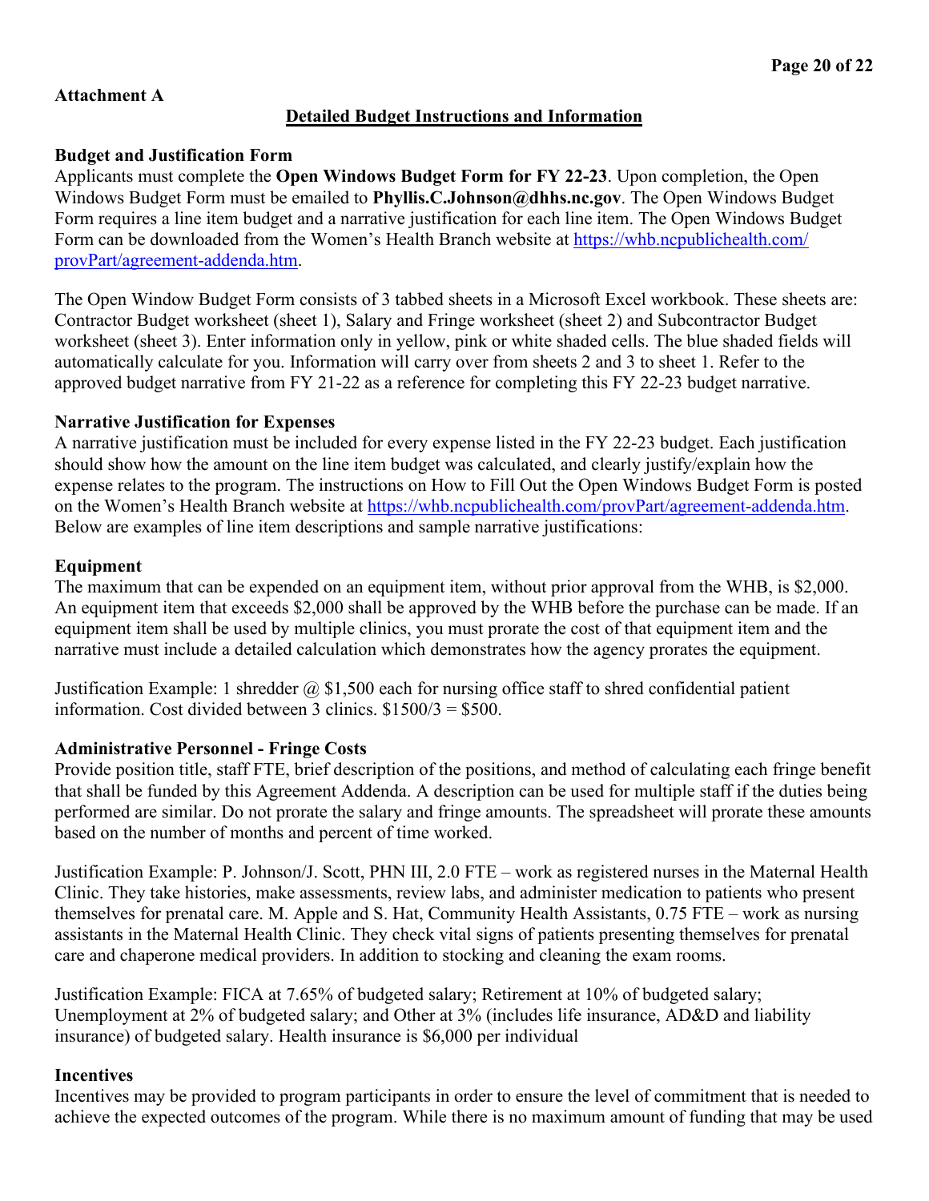**Attachment A**

## Detailed Budget Instructions and Information

**Budget and Justification Form**

Applicants must complete the **Open Windows Budget Form for FY 22-23**. Upon completion, the Open Windows Budget Form must be emailed to **Phyllis.C.Johnson@dhhs.nc.gov**. The Open Windows Budget Form requires a line item budget and a narrative justification for each line item. The Open Windows Budget Form can be downloaded from the Women's Health Branch website at [https://whb.ncpublichealth.com/provPart/agreement-addenda.htm](https://whb.ncpublichealth.com/provPart/agreement-addenda.htm).

The Open Window Budget Form consists of 3 tabbed sheets in a Microsoft Excel workbook. These sheets are: Contractor Budget worksheet (sheet 1), Salary and Fringe worksheet (sheet 2) and Subcontractor Budget worksheet (sheet 3). Enter information only in yellow, pink or white shaded cells. The blue shaded fields will automatically calculate for you. Information will carry over from sheets 2 and 3 to sheet 1. Refer to the approved budget narrative from FY 21-22 as a reference for completing this FY 22-23 budget narrative.

**Narrative Justification for Expenses**

A narrative justification must be included for every expense listed in the FY 22-23 budget. Each justification should show how the amount on the line item budget was calculated, and clearly justify/explain how the expense relates to the program. The instructions on How to Fill Out the Open Windows Budget Form is posted on the Women's Health Branch website at [https://whb.ncpublichealth.com/provPart/agreement-addenda.htm](https://whb.ncpublichealth.com/provPart/agreement-addenda.htm). Below are examples of line item descriptions and sample narrative justifications:

**Equipment**

The maximum that can be expended on an equipment item, without prior approval from the WHB, is $2,000. An equipment item that exceeds $2,000 shall be approved by the WHB before the purchase can be made. If an equipment item shall be used by multiple clinics, you must prorate the cost of that equipment item and the narrative must include a detailed calculation which demonstrates how the agency prorates the equipment.

Justification Example: 1 shredder @ $1,500 each for nursing office staff to shred confidential patient information. Cost divided between 3 clinics. $1500/3 = $500.

**Administrative Personnel - Fringe Costs**

Provide position title, staff FTE, brief description of the positions, and method of calculating each fringe benefit that shall be funded by this Agreement Addenda. A description can be used for multiple staff if the duties being performed are similar. Do not prorate the salary and fringe amounts. The spreadsheet will prorate these amounts based on the number of months and percent of time worked.

Justification Example: P. Johnson/J. Scott, PHN III, 2.0 FTE – work as registered nurses in the Maternal Health Clinic. They take histories, make assessments, review labs, and administer medication to patients who present themselves for prenatal care. M. Apple and S. Hat, Community Health Assistants, 0.75 FTE – work as nursing assistants in the Maternal Health Clinic. They check vital signs of patients presenting themselves for prenatal care and chaperone medical providers. In addition to stocking and cleaning the exam rooms.

Justification Example: FICA at 7.65% of budgeted salary; Retirement at 10% of budgeted salary; Unemployment at 2% of budgeted salary; and Other at 3% (includes life insurance, AD&D and liability insurance) of budgeted salary. Health insurance is $6,000 per individual

**Incentives**

Incentives may be provided to program participants in order to ensure the level of commitment that is needed to achieve the expected outcomes of the program. While there is no maximum amount of funding that may be used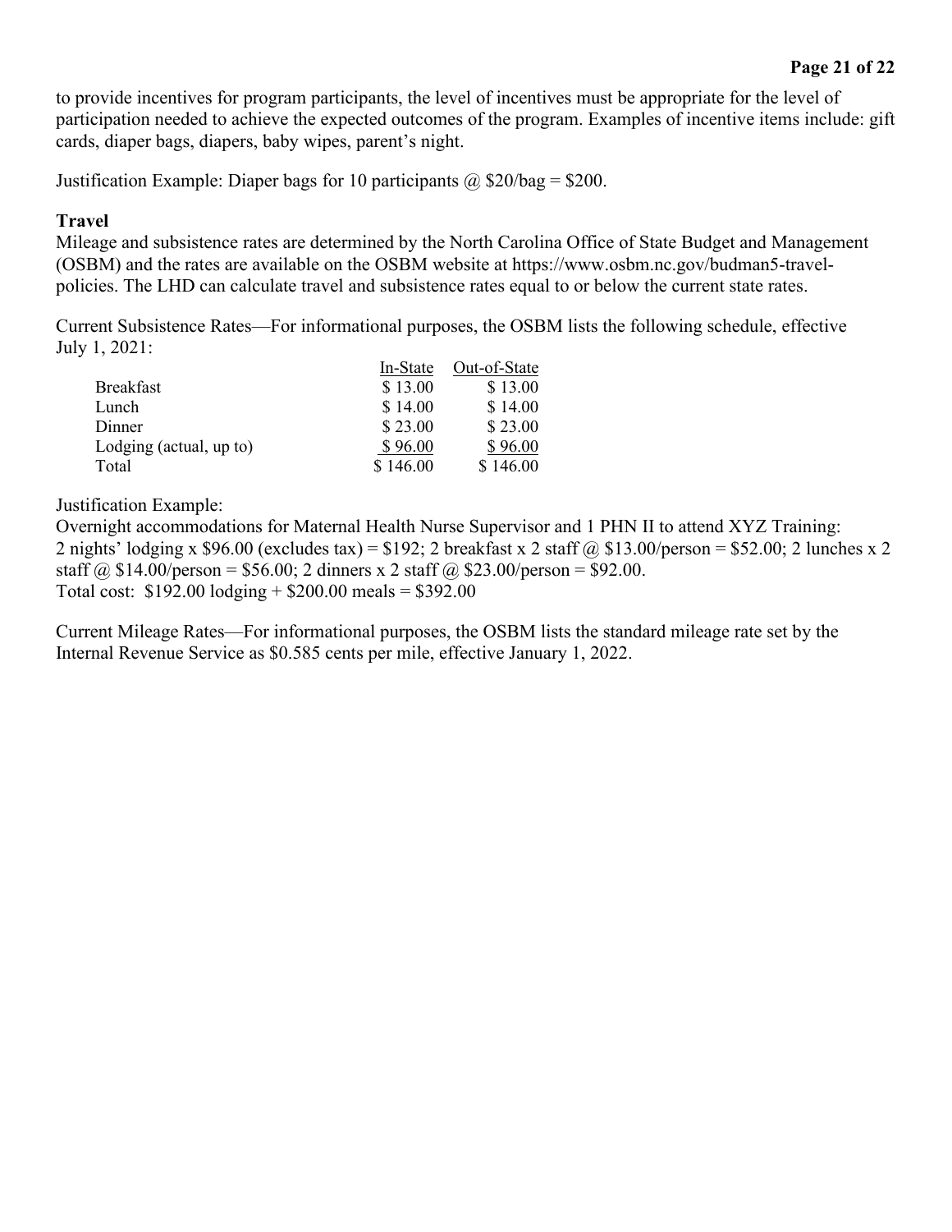to provide incentives for program participants, the level of incentives must be appropriate for the level of participation needed to achieve the expected outcomes of the program. Examples of incentive items include: gift cards, diaper bags, diapers, baby wipes, parent's night.

Justification Example: Diaper bags for 10 participants @ $20/bag = $200.

**Travel**

Mileage and subsistence rates are determined by the North Carolina Office of State Budget and Management (OSBM) and the rates are available on the OSBM website at https://www.osbm.nc.gov/budman5-travel-policies. The LHD can calculate travel and subsistence rates equal to or below the current state rates.

Current Subsistence Rates—For informational purposes, the OSBM lists the following schedule, effective July 1, 2021:

| | In-State | Out-of-State |
|---|---|---|
| Breakfast | $ 13.00 | $ 13.00 |
| Lunch | $ 14.00 | $ 14.00 |
| Dinner | $ 23.00 | $ 23.00 |
| Lodging (actual, up to) | $ 96.00 | $ 96.00 |
| Total | $ 146.00 | $ 146.00 |

Justification Example:
Overnight accommodations for Maternal Health Nurse Supervisor and 1 PHN II to attend XYZ Training: 2 nights' lodging x $96.00 (excludes tax) = $192; 2 breakfast x 2 staff @ $13.00/person = $52.00; 2 lunches x 2 staff @ $14.00/person = $56.00; 2 dinners x 2 staff @ $23.00/person = $92.00.
Total cost: $192.00 lodging + $200.00 meals = $392.00

Current Mileage Rates—For informational purposes, the OSBM lists the standard mileage rate set by the Internal Revenue Service as $0.585 cents per mile, effective January 1, 2022.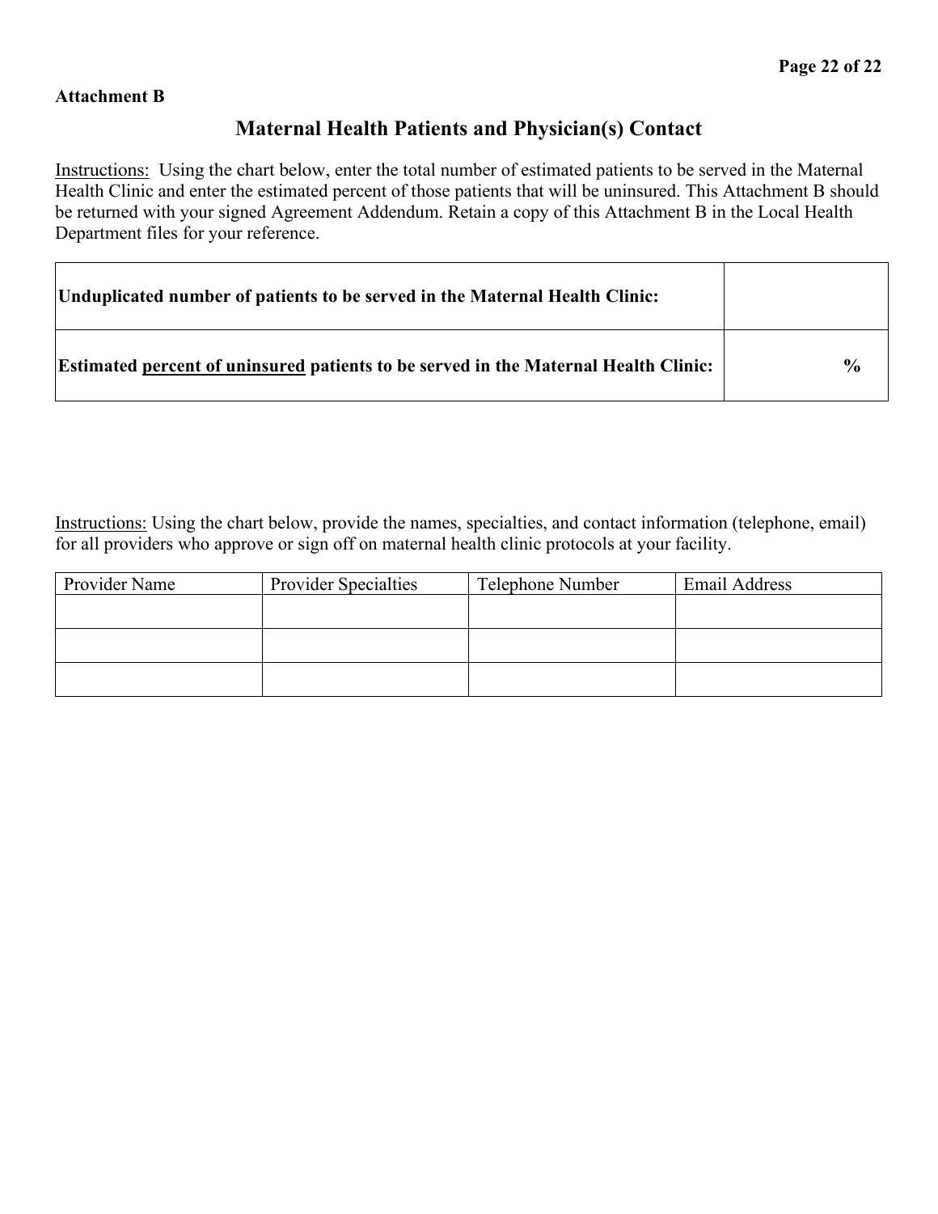**Attachment B**

## Maternal Health Patients and Physician(s) Contact

Instructions: Using the chart below, enter the total number of estimated patients to be served in the Maternal Health Clinic and enter the estimated percent of those patients that will be uninsured. This Attachment B should be returned with your signed Agreement Addendum. Retain a copy of this Attachment B in the Local Health Department files for your reference.

| | |
|---|---|
| **Unduplicated number of patients to be served in the Maternal Health Clinic:** | |
| **Estimated percent of uninsured patients to be served in the Maternal Health Clinic:** | **%** |

Instructions: Using the chart below, provide the names, specialties, and contact information (telephone, email) for all providers who approve or sign off on maternal health clinic protocols at your facility.

| Provider Name | Provider Specialties | Telephone Number | Email Address |
|---|---|---|---|
| | | | |
| | | | |
| | | | |